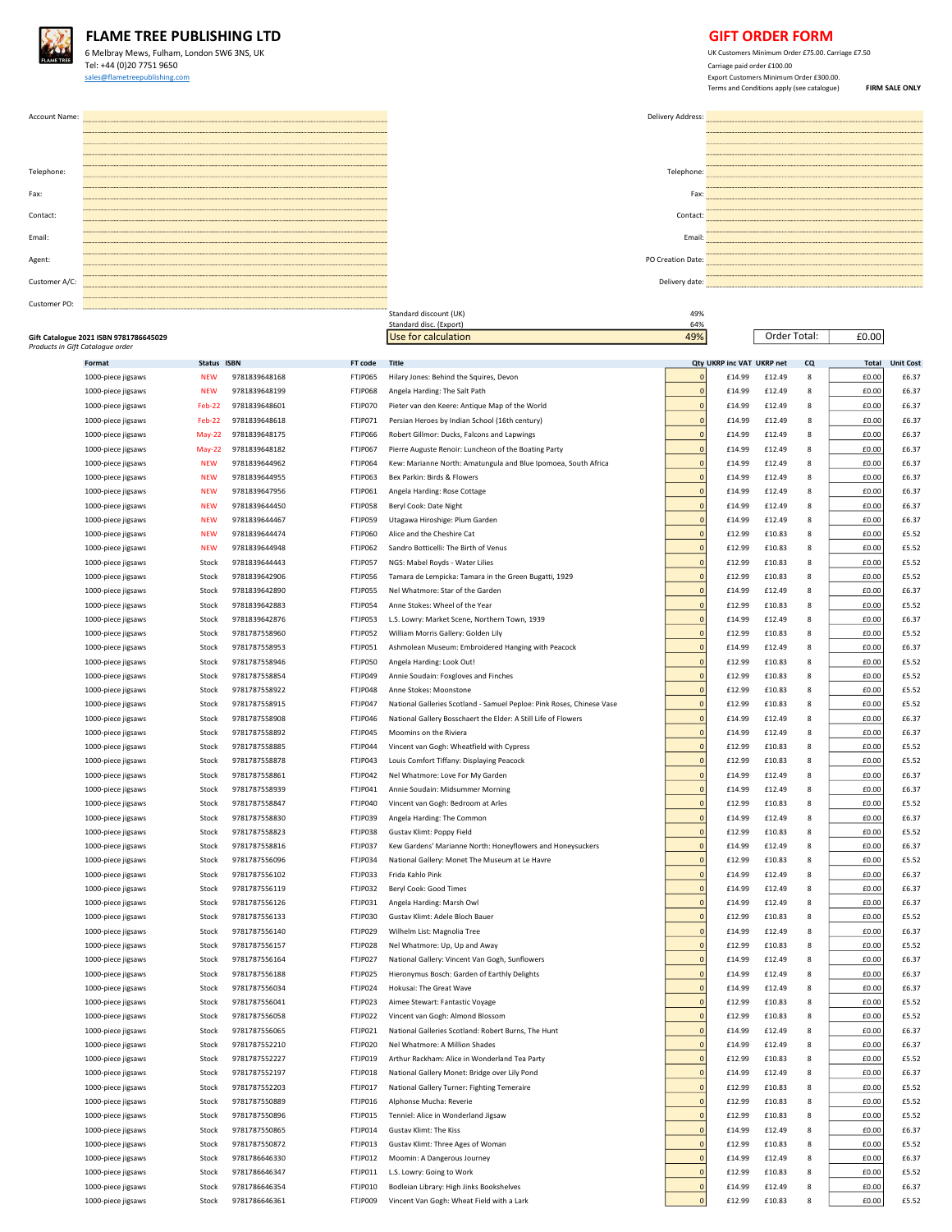# FLAME TREE PUBLISHING LTD

6 Melbray Mews, Fulham, London SW6 3NS, UK
Tel: +44 (0)20 7751 9650
sales@flametreepublishing.com

## GIFT ORDER FORM

UK Customers Minimum Order £75.00. Carriage £7.50
Carriage paid order £100.00
Export Customers Minimum Order £300.00.
Terms and Conditions apply (see catalogue) **FIRM SALE ONLY**

| | | | |
|---|---|---|---|
| Account Name: | | Delivery Address: | |
| Telephone: | | Telephone: | |
| Fax: | | Fax: | |
| Contact: | | Contact: | |
| Email: | | Email: | |
| Agent: | | PO Creation Date: | |
| Customer A/C: | | Delivery date: | |
| Customer PO: | | | |

| | |
|---|---|
| Standard discount (UK) | 49% |
| Standard disc. (Export) | 64% |
| Use for calculation | 49% |

Order Total: £0.00

**Gift Catalogue 2021 ISBN 9781786645029**
*Products in Gift Catalogue order*

| Format | Status | ISBN | FT code | Title | Qty | UKRP inc VAT | UKRP net | CQ | Total | Unit Cost |
|---|---|---|---|---|---|---|---|---|---|---|
| 1000-piece jigsaws | NEW | 9781839648168 | FTJP065 | Hilary Jones: Behind the Squires, Devon | 0 | £14.99 | £12.49 | 8 | £0.00 | £6.37 |
| 1000-piece jigsaws | NEW | 9781839648199 | FTJP068 | Angela Harding: The Salt Path | 0 | £14.99 | £12.49 | 8 | £0.00 | £6.37 |
| 1000-piece jigsaws | Feb-22 | 9781839648601 | FTJP070 | Pieter van den Keere: Antique Map of the World | 0 | £14.99 | £12.49 | 8 | £0.00 | £6.37 |
| 1000-piece jigsaws | Feb-22 | 9781839648618 | FTJP071 | Persian Heroes by Indian School (16th century) | 0 | £14.99 | £12.49 | 8 | £0.00 | £6.37 |
| 1000-piece jigsaws | May-22 | 9781839648175 | FTJP066 | Robert Gillmor: Ducks, Falcons and Lapwings | 0 | £14.99 | £12.49 | 8 | £0.00 | £6.37 |
| 1000-piece jigsaws | May-22 | 9781839648182 | FTJP067 | Pierre Auguste Renoir: Luncheon of the Boating Party | 0 | £14.99 | £12.49 | 8 | £0.00 | £6.37 |
| 1000-piece jigsaws | NEW | 9781839644962 | FTJP064 | Kew: Marianne North: Amatungula and Blue Ipomoea, South Africa | 0 | £14.99 | £12.49 | 8 | £0.00 | £6.37 |
| 1000-piece jigsaws | NEW | 9781839644955 | FTJP063 | Bex Parkin: Birds & Flowers | 0 | £14.99 | £12.49 | 8 | £0.00 | £6.37 |
| 1000-piece jigsaws | NEW | 9781839647956 | FTJP061 | Angela Harding: Rose Cottage | 0 | £14.99 | £12.49 | 8 | £0.00 | £6.37 |
| 1000-piece jigsaws | NEW | 9781839644450 | FTJP058 | Beryl Cook: Date Night | 0 | £14.99 | £12.49 | 8 | £0.00 | £6.37 |
| 1000-piece jigsaws | NEW | 9781839644467 | FTJP059 | Utagawa Hiroshige: Plum Garden | 0 | £14.99 | £12.49 | 8 | £0.00 | £6.37 |
| 1000-piece jigsaws | NEW | 9781839644474 | FTJP060 | Alice and the Cheshire Cat | 0 | £12.99 | £10.83 | 8 | £0.00 | £5.52 |
| 1000-piece jigsaws | NEW | 9781839644948 | FTJP062 | Sandro Botticelli: The Birth of Venus | 0 | £12.99 | £10.83 | 8 | £0.00 | £5.52 |
| 1000-piece jigsaws | Stock | 9781839644443 | FTJP057 | NGS: Mabel Royds - Water Lilies | 0 | £12.99 | £10.83 | 8 | £0.00 | £5.52 |
| 1000-piece jigsaws | Stock | 9781839642906 | FTJP056 | Tamara de Lempicka: Tamara in the Green Bugatti, 1929 | 0 | £12.99 | £10.83 | 8 | £0.00 | £5.52 |
| 1000-piece jigsaws | Stock | 9781839642890 | FTJP055 | Nel Whatmore: Star of the Garden | 0 | £14.99 | £12.49 | 8 | £0.00 | £6.37 |
| 1000-piece jigsaws | Stock | 9781839642883 | FTJP054 | Anne Stokes: Wheel of the Year | 0 | £12.99 | £10.83 | 8 | £0.00 | £5.52 |
| 1000-piece jigsaws | Stock | 9781839642876 | FTJP053 | L.S. Lowry: Market Scene, Northern Town, 1939 | 0 | £14.99 | £12.49 | 8 | £0.00 | £6.37 |
| 1000-piece jigsaws | Stock | 9781787558960 | FTJP052 | William Morris Gallery: Golden Lily | 0 | £12.99 | £10.83 | 8 | £0.00 | £5.52 |
| 1000-piece jigsaws | Stock | 9781787558953 | FTJP051 | Ashmolean Museum: Embroidered Hanging with Peacock | 0 | £14.99 | £12.49 | 8 | £0.00 | £6.37 |
| 1000-piece jigsaws | Stock | 9781787558946 | FTJP050 | Angela Harding: Look Out! | 0 | £12.99 | £10.83 | 8 | £0.00 | £5.52 |
| 1000-piece jigsaws | Stock | 9781787558854 | FTJP049 | Annie Soudain: Foxgloves and Finches | 0 | £12.99 | £10.83 | 8 | £0.00 | £5.52 |
| 1000-piece jigsaws | Stock | 9781787558922 | FTJP048 | Anne Stokes: Moonstone | 0 | £12.99 | £10.83 | 8 | £0.00 | £5.52 |
| 1000-piece jigsaws | Stock | 9781787558915 | FTJP047 | National Galleries Scotland - Samuel Peploe: Pink Roses, Chinese Vase | 0 | £12.99 | £10.83 | 8 | £0.00 | £5.52 |
| 1000-piece jigsaws | Stock | 9781787558908 | FTJP046 | National Gallery Bosschaert the Elder: A Still Life of Flowers | 0 | £14.99 | £12.49 | 8 | £0.00 | £6.37 |
| 1000-piece jigsaws | Stock | 9781787558892 | FTJP045 | Moomins on the Riviera | 0 | £14.99 | £12.49 | 8 | £0.00 | £6.37 |
| 1000-piece jigsaws | Stock | 9781787558885 | FTJP044 | Vincent van Gogh: Wheatfield with Cypress | 0 | £12.99 | £10.83 | 8 | £0.00 | £5.52 |
| 1000-piece jigsaws | Stock | 9781787558878 | FTJP043 | Louis Comfort Tiffany: Displaying Peacock | 0 | £12.99 | £10.83 | 8 | £0.00 | £5.52 |
| 1000-piece jigsaws | Stock | 9781787558861 | FTJP042 | Nel Whatmore: Love For My Garden | 0 | £14.99 | £12.49 | 8 | £0.00 | £6.37 |
| 1000-piece jigsaws | Stock | 9781787558939 | FTJP041 | Annie Soudain: Midsummer Morning | 0 | £14.99 | £12.49 | 8 | £0.00 | £6.37 |
| 1000-piece jigsaws | Stock | 9781787558847 | FTJP040 | Vincent van Gogh: Bedroom at Arles | 0 | £12.99 | £10.83 | 8 | £0.00 | £5.52 |
| 1000-piece jigsaws | Stock | 9781787558830 | FTJP039 | Angela Harding: The Common | 0 | £14.99 | £12.49 | 8 | £0.00 | £6.37 |
| 1000-piece jigsaws | Stock | 9781787558823 | FTJP038 | Gustav Klimt: Poppy Field | 0 | £12.99 | £10.83 | 8 | £0.00 | £5.52 |
| 1000-piece jigsaws | Stock | 9781787558816 | FTJP037 | Kew Gardens' Marianne North: Honeyflowers and Honeysuckers | 0 | £14.99 | £12.49 | 8 | £0.00 | £6.37 |
| 1000-piece jigsaws | Stock | 9781787556096 | FTJP034 | National Gallery: Monet The Museum at Le Havre | 0 | £12.99 | £10.83 | 8 | £0.00 | £5.52 |
| 1000-piece jigsaws | Stock | 9781787556102 | FTJP033 | Frida Kahlo Pink | 0 | £14.99 | £12.49 | 8 | £0.00 | £6.37 |
| 1000-piece jigsaws | Stock | 9781787556119 | FTJP032 | Beryl Cook: Good Times | 0 | £14.99 | £12.49 | 8 | £0.00 | £6.37 |
| 1000-piece jigsaws | Stock | 9781787556126 | FTJP031 | Angela Harding: Marsh Owl | 0 | £14.99 | £12.49 | 8 | £0.00 | £6.37 |
| 1000-piece jigsaws | Stock | 9781787556133 | FTJP030 | Gustav Klimt: Adele Bloch Bauer | 0 | £12.99 | £10.83 | 8 | £0.00 | £5.52 |
| 1000-piece jigsaws | Stock | 9781787556140 | FTJP029 | Wilhelm List: Magnolia Tree | 0 | £14.99 | £12.49 | 8 | £0.00 | £6.37 |
| 1000-piece jigsaws | Stock | 9781787556157 | FTJP028 | Nel Whatmore: Up, Up and Away | 0 | £12.99 | £10.83 | 8 | £0.00 | £5.52 |
| 1000-piece jigsaws | Stock | 9781787556164 | FTJP027 | National Gallery: Vincent Van Gogh, Sunflowers | 0 | £14.99 | £12.49 | 8 | £0.00 | £6.37 |
| 1000-piece jigsaws | Stock | 9781787556188 | FTJP025 | Hieronymus Bosch: Garden of Earthly Delights | 0 | £14.99 | £12.49 | 8 | £0.00 | £6.37 |
| 1000-piece jigsaws | Stock | 9781787556034 | FTJP024 | Hokusai: The Great Wave | 0 | £14.99 | £12.49 | 8 | £0.00 | £6.37 |
| 1000-piece jigsaws | Stock | 9781787556041 | FTJP023 | Aimee Stewart: Fantastic Voyage | 0 | £12.99 | £10.83 | 8 | £0.00 | £5.52 |
| 1000-piece jigsaws | Stock | 9781787556058 | FTJP022 | Vincent van Gogh: Almond Blossom | 0 | £12.99 | £10.83 | 8 | £0.00 | £5.52 |
| 1000-piece jigsaws | Stock | 9781787556065 | FTJP021 | National Galleries Scotland: Robert Burns, The Hunt | 0 | £14.99 | £12.49 | 8 | £0.00 | £6.37 |
| 1000-piece jigsaws | Stock | 9781787552210 | FTJP020 | Nel Whatmore: A Million Shades | 0 | £14.99 | £12.49 | 8 | £0.00 | £6.37 |
| 1000-piece jigsaws | Stock | 9781787552227 | FTJP019 | Arthur Rackham: Alice in Wonderland Tea Party | 0 | £12.99 | £10.83 | 8 | £0.00 | £5.52 |
| 1000-piece jigsaws | Stock | 9781787552197 | FTJP018 | National Gallery Monet: Bridge over Lily Pond | 0 | £14.99 | £12.49 | 8 | £0.00 | £6.37 |
| 1000-piece jigsaws | Stock | 9781787552203 | FTJP017 | National Gallery Turner: Fighting Temeraire | 0 | £12.99 | £10.83 | 8 | £0.00 | £5.52 |
| 1000-piece jigsaws | Stock | 9781787550889 | FTJP016 | Alphonse Mucha: Reverie | 0 | £12.99 | £10.83 | 8 | £0.00 | £5.52 |
| 1000-piece jigsaws | Stock | 9781787550896 | FTJP015 | Tenniel: Alice in Wonderland Jigsaw | 0 | £12.99 | £10.83 | 8 | £0.00 | £5.52 |
| 1000-piece jigsaws | Stock | 9781787550865 | FTJP014 | Gustav Klimt: The Kiss | 0 | £14.99 | £12.49 | 8 | £0.00 | £6.37 |
| 1000-piece jigsaws | Stock | 9781787550872 | FTJP013 | Gustav Klimt: Three Ages of Woman | 0 | £12.99 | £10.83 | 8 | £0.00 | £5.52 |
| 1000-piece jigsaws | Stock | 9781786646330 | FTJP012 | Moomin: A Dangerous Journey | 0 | £14.99 | £12.49 | 8 | £0.00 | £6.37 |
| 1000-piece jigsaws | Stock | 9781786646347 | FTJP011 | L.S. Lowry: Going to Work | 0 | £12.99 | £10.83 | 8 | £0.00 | £5.52 |
| 1000-piece jigsaws | Stock | 9781786646354 | FTJP010 | Bodleian Library: High Jinks Bookshelves | 0 | £14.99 | £12.49 | 8 | £0.00 | £6.37 |
| 1000-piece jigsaws | Stock | 9781786646361 | FTJP009 | Vincent Van Gogh: Wheat Field with a Lark | 0 | £12.99 | £10.83 | 8 | £0.00 | £5.52 |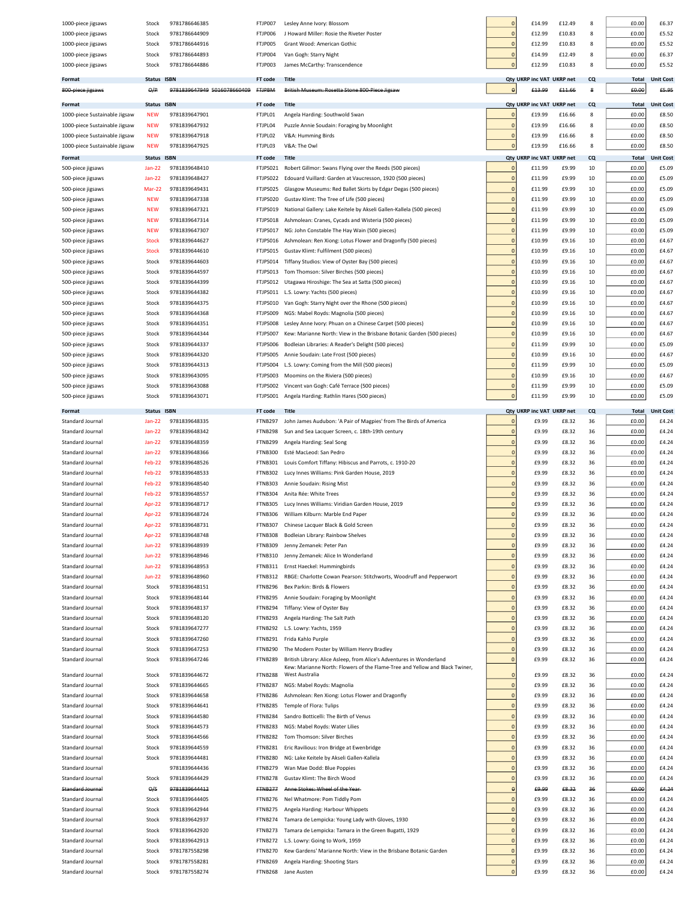| 1000-piece jigsaws | Stock | 9781786646385 | FTJP007 | Lesley Anne Ivory: Blossom | 0 | £14.99 | £12.49 | 8 | £0.00 | £6.37 |
|---|---|---|---|---|---|---|---|---|---|---|
| 1000-piece jigsaws | Stock | 9781786644909 | FTJP006 | J Howard Miller: Rosie the Riveter Poster | 0 | £12.99 | £10.83 | 8 | £0.00 | £5.52 |
| 1000-piece jigsaws | Stock | 9781786644916 | FTJP005 | Grant Wood: American Gothic | 0 | £12.99 | £10.83 | 8 | £0.00 | £5.52 |
| 1000-piece jigsaws | Stock | 9781786644893 | FTJP004 | Van Gogh: Starry Night | 0 | £14.99 | £12.49 | 8 | £0.00 | £6.37 |
| 1000-piece jigsaws | Stock | 9781786644886 | FTJP003 | James McCarthy: Transcendence | 0 | £12.99 | £10.83 | 8 | £0.00 | £5.52 |

| Format | Status | ISBN | FT code | Title | Qty | UKRP inc VAT | UKRP net | CQ | Total | Unit Cost |
|---|---|---|---|---|---|---|---|---|---|---|
| ~~800-piece jigsaws~~ | ~~O/P~~ | ~~9781839647949 5016078660409~~ | ~~FTJPBM~~ | ~~British Museum: Rosetta Stone 800-Piece Jigsaw~~ | ~~0~~ | ~~£13.99~~ | ~~£11.66~~ | ~~8~~ | ~~£0.00~~ | ~~£5.95~~ |

| Format | Status | ISBN | FT code | Title | Qty | UKRP inc VAT | UKRP net | CQ | Total | Unit Cost |
|---|---|---|---|---|---|---|---|---|---|---|
| 1000-piece Sustainable Jigsaw | NEW | 9781839647901 | FTJPL01 | Angela Harding: Southwold Swan | 0 | £19.99 | £16.66 | 8 | £0.00 | £8.50 |
| 1000-piece Sustainable Jigsaw | NEW | 9781839647932 | FTJPL04 | Puzzle Annie Soudain: Foraging by Moonlight | 0 | £19.99 | £16.66 | 8 | £0.00 | £8.50 |
| 1000-piece Sustainable Jigsaw | NEW | 9781839647918 | FTJPL02 | V&A: Humming Birds | 0 | £19.99 | £16.66 | 8 | £0.00 | £8.50 |
| 1000-piece Sustainable Jigsaw | NEW | 9781839647925 | FTJPL03 | V&A: The Owl | 0 | £19.99 | £16.66 | 8 | £0.00 | £8.50 |

| Format | Status | ISBN | FT code | Title | Qty | UKRP inc VAT | UKRP net | CQ | Total | Unit Cost |
|---|---|---|---|---|---|---|---|---|---|---|
| 500-piece jigsaws | Jan-22 | 9781839648410 | FTJPS021 | Robert Gillmor: Swans Flying over the Reeds (500 pieces) | 0 | £11.99 | £9.99 | 10 | £0.00 | £5.09 |
| 500-piece jigsaws | Jan-22 | 9781839648427 | FTJPS022 | Edouard Vuillard: Garden at Vaucresson, 1920 (500 pieces) | 0 | £11.99 | £9.99 | 10 | £0.00 | £5.09 |
| 500-piece jigsaws | Mar-22 | 9781839649431 | FTJPS025 | Glasgow Museums: Red Ballet Skirts by Edgar Degas (500 pieces) | 0 | £11.99 | £9.99 | 10 | £0.00 | £5.09 |
| 500-piece jigsaws | NEW | 9781839647338 | FTJPS020 | Gustav Klimt: The Tree of Life (500 pieces) | 0 | £11.99 | £9.99 | 10 | £0.00 | £5.09 |
| 500-piece jigsaws | NEW | 9781839647321 | FTJPS019 | National Gallery: Lake Keitele by Akseli Gallen-Kallela (500 pieces) | 0 | £11.99 | £9.99 | 10 | £0.00 | £5.09 |
| 500-piece jigsaws | NEW | 9781839647314 | FTJPS018 | Ashmolean: Cranes, Cycads and Wisteria (500 pieces) | 0 | £11.99 | £9.99 | 10 | £0.00 | £5.09 |
| 500-piece jigsaws | NEW | 9781839647307 | FTJPS017 | NG: John Constable The Hay Wain (500 pieces) | 0 | £11.99 | £9.99 | 10 | £0.00 | £5.09 |
| 500-piece jigsaws | Stock | 9781839644627 | FTJPS016 | Ashmolean: Ren Xiong: Lotus Flower and Dragonfly (500 pieces) | 0 | £10.99 | £9.16 | 10 | £0.00 | £4.67 |
| 500-piece jigsaws | Stock | 9781839644610 | FTJPS015 | Gustav Klimt: Fulfilment (500 pieces) | 0 | £10.99 | £9.16 | 10 | £0.00 | £4.67 |
| 500-piece jigsaws | Stock | 9781839644603 | FTJPS014 | Tiffany Studios: View of Oyster Bay (500 pieces) | 0 | £10.99 | £9.16 | 10 | £0.00 | £4.67 |
| 500-piece jigsaws | Stock | 9781839644597 | FTJPS013 | Tom Thomson: Silver Birches (500 pieces) | 0 | £10.99 | £9.16 | 10 | £0.00 | £4.67 |
| 500-piece jigsaws | Stock | 9781839644399 | FTJPS012 | Utagawa Hiroshige: The Sea at Satta (500 pieces) | 0 | £10.99 | £9.16 | 10 | £0.00 | £4.67 |
| 500-piece jigsaws | Stock | 9781839644382 | FTJPS011 | L.S. Lowry: Yachts (500 pieces) | 0 | £10.99 | £9.16 | 10 | £0.00 | £4.67 |
| 500-piece jigsaws | Stock | 9781839644375 | FTJPS010 | Van Gogh: Starry Night over the Rhone (500 pieces) | 0 | £10.99 | £9.16 | 10 | £0.00 | £4.67 |
| 500-piece jigsaws | Stock | 9781839644368 | FTJPS009 | NGS: Mabel Royds: Magnolia (500 pieces) | 0 | £10.99 | £9.16 | 10 | £0.00 | £4.67 |
| 500-piece jigsaws | Stock | 9781839644351 | FTJPS008 | Lesley Anne Ivory: Phuan on a Chinese Carpet (500 pieces) | 0 | £10.99 | £9.16 | 10 | £0.00 | £4.67 |
| 500-piece jigsaws | Stock | 9781839644344 | FTJPS007 | Kew: Marianne North: View in the Brisbane Botanic Garden (500 pieces) | 0 | £10.99 | £9.16 | 10 | £0.00 | £4.67 |
| 500-piece jigsaws | Stock | 9781839644337 | FTJPS006 | Bodleian Libraries: A Reader's Delight (500 pieces) | 0 | £11.99 | £9.99 | 10 | £0.00 | £5.09 |
| 500-piece jigsaws | Stock | 9781839644320 | FTJPS005 | Annie Soudain: Late Frost (500 pieces) | 0 | £10.99 | £9.16 | 10 | £0.00 | £4.67 |
| 500-piece jigsaws | Stock | 9781839644313 | FTJPS004 | L.S. Lowry: Coming from the Mill (500 pieces) | 0 | £11.99 | £9.99 | 10 | £0.00 | £5.09 |
| 500-piece jigsaws | Stock | 9781839643095 | FTJPS003 | Moomins on the Riviera (500 pieces) | 0 | £10.99 | £9.16 | 10 | £0.00 | £4.67 |
| 500-piece jigsaws | Stock | 9781839643088 | FTJPS002 | Vincent van Gogh: Café Terrace (500 pieces) | 0 | £11.99 | £9.99 | 10 | £0.00 | £5.09 |
| 500-piece jigsaws | Stock | 9781839643071 | FTJPS001 | Angela Harding: Rathlin Hares (500 pieces) | 0 | £11.99 | £9.99 | 10 | £0.00 | £5.09 |

| Format | Status | ISBN | FT code | Title | Qty | UKRP inc VAT | UKRP net | CQ | Total | Unit Cost |
|---|---|---|---|---|---|---|---|---|---|---|
| Standard Journal | Jan-22 | 9781839648335 | FTNB297 | John James Audubon: 'A Pair of Magpies' from The Birds of America | 0 | £9.99 | £8.32 | 36 | £0.00 | £4.24 |
| Standard Journal | Jan-22 | 9781839648342 | FTNB298 | Sun and Sea Lacquer Screen, c. 18th-19th century | 0 | £9.99 | £8.32 | 36 | £0.00 | £4.24 |
| Standard Journal | Jan-22 | 9781839648359 | FTNB299 | Angela Harding: Seal Song | 0 | £9.99 | £8.32 | 36 | £0.00 | £4.24 |
| Standard Journal | Jan-22 | 9781839648366 | FTNB300 | Esté MacLeod: San Pedro | 0 | £9.99 | £8.32 | 36 | £0.00 | £4.24 |
| Standard Journal | Feb-22 | 9781839648526 | FTNB301 | Louis Comfort Tiffany: Hibiscus and Parrots, c. 1910-20 | 0 | £9.99 | £8.32 | 36 | £0.00 | £4.24 |
| Standard Journal | Feb-22 | 9781839648533 | FTNB302 | Lucy Innes Williams: Pink Garden House, 2019 | 0 | £9.99 | £8.32 | 36 | £0.00 | £4.24 |
| Standard Journal | Feb-22 | 9781839648540 | FTNB303 | Annie Soudain: Rising Mist | 0 | £9.99 | £8.32 | 36 | £0.00 | £4.24 |
| Standard Journal | Feb-22 | 9781839648557 | FTNB304 | Anita Rée: White Trees | 0 | £9.99 | £8.32 | 36 | £0.00 | £4.24 |
| Standard Journal | Apr-22 | 9781839648717 | FTNB305 | Lucy Innes Williams: Viridian Garden House, 2019 | 0 | £9.99 | £8.32 | 36 | £0.00 | £4.24 |
| Standard Journal | Apr-22 | 9781839648724 | FTNB306 | William Kilburn: Marble End Paper | 0 | £9.99 | £8.32 | 36 | £0.00 | £4.24 |
| Standard Journal | Apr-22 | 9781839648731 | FTNB307 | Chinese Lacquer Black & Gold Screen | 0 | £9.99 | £8.32 | 36 | £0.00 | £4.24 |
| Standard Journal | Apr-22 | 9781839648748 | FTNB308 | Bodleian Library: Rainbow Shelves | 0 | £9.99 | £8.32 | 36 | £0.00 | £4.24 |
| Standard Journal | Jun-22 | 9781839648939 | FTNB309 | Jenny Zemanek: Peter Pan | 0 | £9.99 | £8.32 | 36 | £0.00 | £4.24 |
| Standard Journal | Jun-22 | 9781839648946 | FTNB310 | Jenny Zemanek: Alice In Wonderland | 0 | £9.99 | £8.32 | 36 | £0.00 | £4.24 |
| Standard Journal | Jun-22 | 9781839648953 | FTNB311 | Ernst Haeckel: Hummingbirds | 0 | £9.99 | £8.32 | 36 | £0.00 | £4.24 |
| Standard Journal | Jun-22 | 9781839648960 | FTNB312 | RBGE: Charlotte Cowan Pearson: Stitchworts, Woodruff and Pepperwort | 0 | £9.99 | £8.32 | 36 | £0.00 | £4.24 |
| Standard Journal | Stock | 9781839648151 | FTNB296 | Bex Parkin: Birds & Flowers | 0 | £9.99 | £8.32 | 36 | £0.00 | £4.24 |
| Standard Journal | Stock | 9781839648144 | FTNB295 | Annie Soudain: Foraging by Moonlight | 0 | £9.99 | £8.32 | 36 | £0.00 | £4.24 |
| Standard Journal | Stock | 9781839648137 | FTNB294 | Tiffany: View of Oyster Bay | 0 | £9.99 | £8.32 | 36 | £0.00 | £4.24 |
| Standard Journal | Stock | 9781839648120 | FTNB293 | Angela Harding: The Salt Path | 0 | £9.99 | £8.32 | 36 | £0.00 | £4.24 |
| Standard Journal | Stock | 9781839647277 | FTNB292 | L.S. Lowry: Yachts, 1959 | 0 | £9.99 | £8.32 | 36 | £0.00 | £4.24 |
| Standard Journal | Stock | 9781839647260 | FTNB291 | Frida Kahlo Purple | 0 | £9.99 | £8.32 | 36 | £0.00 | £4.24 |
| Standard Journal | Stock | 9781839647253 | FTNB290 | The Modern Poster by William Henry Bradley | 0 | £9.99 | £8.32 | 36 | £0.00 | £4.24 |
| Standard Journal | Stock | 9781839647246 | FTNB289 | British Library: Alice Asleep, from Alice's Adventures in Wonderland | 0 | £9.99 | £8.32 | 36 | £0.00 | £4.24 |
| Standard Journal | Stock | 9781839644672 | FTNB288 | Kew: Marianne North: Flowers of the Flame-Tree and Yellow and Black Twiner, West Australia | 0 | £9.99 | £8.32 | 36 | £0.00 | £4.24 |
| Standard Journal | Stock | 9781839644665 | FTNB287 | NGS: Mabel Royds: Magnolia | 0 | £9.99 | £8.32 | 36 | £0.00 | £4.24 |
| Standard Journal | Stock | 9781839644658 | FTNB286 | Ashmolean: Ren Xiong: Lotus Flower and Dragonfly | 0 | £9.99 | £8.32 | 36 | £0.00 | £4.24 |
| Standard Journal | Stock | 9781839644641 | FTNB285 | Temple of Flora: Tulips | 0 | £9.99 | £8.32 | 36 | £0.00 | £4.24 |
| Standard Journal | Stock | 9781839644580 | FTNB284 | Sandro Botticelli: The Birth of Venus | 0 | £9.99 | £8.32 | 36 | £0.00 | £4.24 |
| Standard Journal | Stock | 9781839644573 | FTNB283 | NGS: Mabel Royds: Water Lilies | 0 | £9.99 | £8.32 | 36 | £0.00 | £4.24 |
| Standard Journal | Stock | 9781839644566 | FTNB282 | Tom Thomson: Silver Birches | 0 | £9.99 | £8.32 | 36 | £0.00 | £4.24 |
| Standard Journal | Stock | 9781839644559 | FTNB281 | Eric Ravilious: Iron Bridge at Ewenbridge | 0 | £9.99 | £8.32 | 36 | £0.00 | £4.24 |
| Standard Journal | Stock | 9781839644481 | FTNB280 | NG: Lake Keitele by Akseli Gallen-Kallela | 0 | £9.99 | £8.32 | 36 | £0.00 | £4.24 |
| Standard Journal | | 9781839644436 | FTNB279 | Wan Mae Dodd: Blue Poppies | 0 | £9.99 | £8.32 | 36 | £0.00 | £4.24 |
| Standard Journal | Stock | 9781839644429 | FTNB278 | Gustav Klimt: The Birch Wood | 0 | £9.99 | £8.32 | 36 | £0.00 | £4.24 |
| ~~Standard Journal~~ | ~~O/S~~ | ~~9781839644412~~ | ~~FTNB277~~ | ~~Anne Stokes: Wheel of the Year~~ | ~~0~~ | ~~£9.99~~ | ~~£8.32~~ | ~~36~~ | ~~£0.00~~ | ~~£4.24~~ |
| Standard Journal | Stock | 9781839644405 | FTNB276 | Nel Whatmore: Pom Tiddly Pom | 0 | £9.99 | £8.32 | 36 | £0.00 | £4.24 |
| Standard Journal | Stock | 9781839642944 | FTNB275 | Angela Harding: Harbour Whippets | 0 | £9.99 | £8.32 | 36 | £0.00 | £4.24 |
| Standard Journal | Stock | 9781839642937 | FTNB274 | Tamara de Lempicka: Young Lady with Gloves, 1930 | 0 | £9.99 | £8.32 | 36 | £0.00 | £4.24 |
| Standard Journal | Stock | 9781839642920 | FTNB273 | Tamara de Lempicka: Tamara in the Green Bugatti, 1929 | 0 | £9.99 | £8.32 | 36 | £0.00 | £4.24 |
| Standard Journal | Stock | 9781839642913 | FTNB272 | L.S. Lowry: Going to Work, 1959 | 0 | £9.99 | £8.32 | 36 | £0.00 | £4.24 |
| Standard Journal | Stock | 9781787558298 | FTNB270 | Kew Gardens' Marianne North: View in the Brisbane Botanic Garden | 0 | £9.99 | £8.32 | 36 | £0.00 | £4.24 |
| Standard Journal | Stock | 9781787558281 | FTNB269 | Angela Harding: Shooting Stars | 0 | £9.99 | £8.32 | 36 | £0.00 | £4.24 |
| Standard Journal | Stock | 9781787558274 | FTNB268 | Jane Austen | 0 | £9.99 | £8.32 | 36 | £0.00 | £4.24 |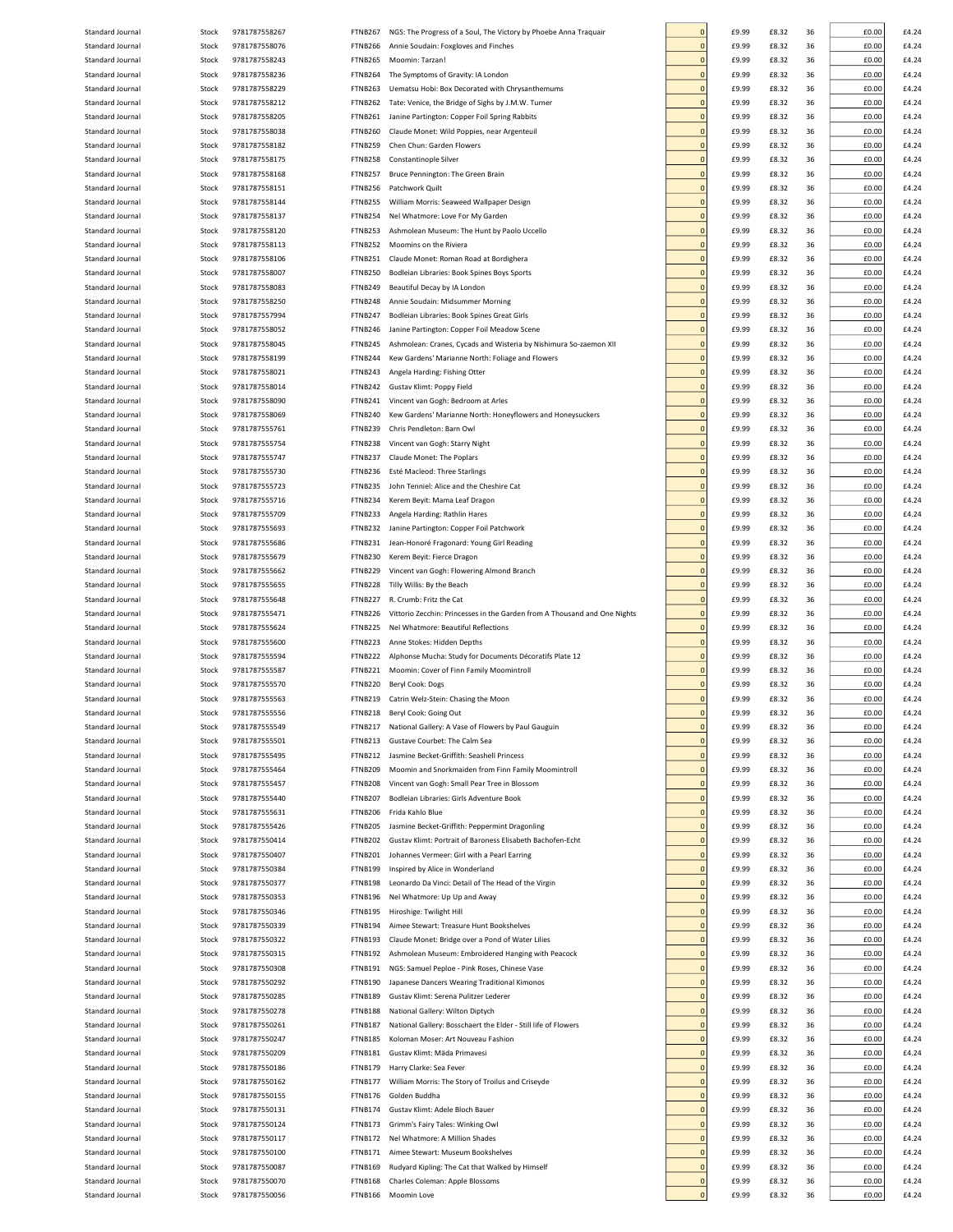| | | | | | | | | | | |
|---|---|---|---|---|---|---|---|---|---|---|
| Standard Journal | Stock | 9781787558267 | FTNB267 | NGS: The Progress of a Soul, The Victory by Phoebe Anna Traquair | 0 | £9.99 | £8.32 | 36 | £0.00 | £4.24 |
| Standard Journal | Stock | 9781787558076 | FTNB266 | Annie Soudain: Foxgloves and Finches | 0 | £9.99 | £8.32 | 36 | £0.00 | £4.24 |
| Standard Journal | Stock | 9781787558243 | FTNB265 | Moomin: Tarzan! | 0 | £9.99 | £8.32 | 36 | £0.00 | £4.24 |
| Standard Journal | Stock | 9781787558236 | FTNB264 | The Symptoms of Gravity: IA London | 0 | £9.99 | £8.32 | 36 | £0.00 | £4.24 |
| Standard Journal | Stock | 9781787558229 | FTNB263 | Uematsu Hobi: Box Decorated with Chrysanthemums | 0 | £9.99 | £8.32 | 36 | £0.00 | £4.24 |
| Standard Journal | Stock | 9781787558212 | FTNB262 | Tate: Venice, the Bridge of Sighs by J.M.W. Turner | 0 | £9.99 | £8.32 | 36 | £0.00 | £4.24 |
| Standard Journal | Stock | 9781787558205 | FTNB261 | Janine Partington: Copper Foil Spring Rabbits | 0 | £9.99 | £8.32 | 36 | £0.00 | £4.24 |
| Standard Journal | Stock | 9781787558038 | FTNB260 | Claude Monet: Wild Poppies, near Argenteuil | 0 | £9.99 | £8.32 | 36 | £0.00 | £4.24 |
| Standard Journal | Stock | 9781787558182 | FTNB259 | Chen Chun: Garden Flowers | 0 | £9.99 | £8.32 | 36 | £0.00 | £4.24 |
| Standard Journal | Stock | 9781787558175 | FTNB258 | Constantinople Silver | 0 | £9.99 | £8.32 | 36 | £0.00 | £4.24 |
| Standard Journal | Stock | 9781787558168 | FTNB257 | Bruce Pennington: The Green Brain | 0 | £9.99 | £8.32 | 36 | £0.00 | £4.24 |
| Standard Journal | Stock | 9781787558151 | FTNB256 | Patchwork Quilt | 0 | £9.99 | £8.32 | 36 | £0.00 | £4.24 |
| Standard Journal | Stock | 9781787558144 | FTNB255 | William Morris: Seaweed Wallpaper Design | 0 | £9.99 | £8.32 | 36 | £0.00 | £4.24 |
| Standard Journal | Stock | 9781787558137 | FTNB254 | Nel Whatmore: Love For My Garden | 0 | £9.99 | £8.32 | 36 | £0.00 | £4.24 |
| Standard Journal | Stock | 9781787558120 | FTNB253 | Ashmolean Museum: The Hunt by Paolo Uccello | 0 | £9.99 | £8.32 | 36 | £0.00 | £4.24 |
| Standard Journal | Stock | 9781787558113 | FTNB252 | Moomins on the Riviera | 0 | £9.99 | £8.32 | 36 | £0.00 | £4.24 |
| Standard Journal | Stock | 9781787558106 | FTNB251 | Claude Monet: Roman Road at Bordighera | 0 | £9.99 | £8.32 | 36 | £0.00 | £4.24 |
| Standard Journal | Stock | 9781787558007 | FTNB250 | Bodleian Libraries: Book Spines Boys Sports | 0 | £9.99 | £8.32 | 36 | £0.00 | £4.24 |
| Standard Journal | Stock | 9781787558083 | FTNB249 | Beautiful Decay by IA London | 0 | £9.99 | £8.32 | 36 | £0.00 | £4.24 |
| Standard Journal | Stock | 9781787558250 | FTNB248 | Annie Soudain: Midsummer Morning | 0 | £9.99 | £8.32 | 36 | £0.00 | £4.24 |
| Standard Journal | Stock | 9781787557994 | FTNB247 | Bodleian Libraries: Book Spines Great Girls | 0 | £9.99 | £8.32 | 36 | £0.00 | £4.24 |
| Standard Journal | Stock | 9781787558052 | FTNB246 | Janine Partington: Copper Foil Meadow Scene | 0 | £9.99 | £8.32 | 36 | £0.00 | £4.24 |
| Standard Journal | Stock | 9781787558045 | FTNB245 | Ashmolean: Cranes, Cycads and Wisteria by Nishimura So-zaemon XII | 0 | £9.99 | £8.32 | 36 | £0.00 | £4.24 |
| Standard Journal | Stock | 9781787558199 | FTNB244 | Kew Gardens' Marianne North: Foliage and Flowers | 0 | £9.99 | £8.32 | 36 | £0.00 | £4.24 |
| Standard Journal | Stock | 9781787558021 | FTNB243 | Angela Harding: Fishing Otter | 0 | £9.99 | £8.32 | 36 | £0.00 | £4.24 |
| Standard Journal | Stock | 9781787558014 | FTNB242 | Gustav Klimt: Poppy Field | 0 | £9.99 | £8.32 | 36 | £0.00 | £4.24 |
| Standard Journal | Stock | 9781787558090 | FTNB241 | Vincent van Gogh: Bedroom at Arles | 0 | £9.99 | £8.32 | 36 | £0.00 | £4.24 |
| Standard Journal | Stock | 9781787558069 | FTNB240 | Kew Gardens' Marianne North: Honeyflowers and Honeysuckers | 0 | £9.99 | £8.32 | 36 | £0.00 | £4.24 |
| Standard Journal | Stock | 9781787555761 | FTNB239 | Chris Pendleton: Barn Owl | 0 | £9.99 | £8.32 | 36 | £0.00 | £4.24 |
| Standard Journal | Stock | 9781787555754 | FTNB238 | Vincent van Gogh: Starry Night | 0 | £9.99 | £8.32 | 36 | £0.00 | £4.24 |
| Standard Journal | Stock | 9781787555747 | FTNB237 | Claude Monet: The Poplars | 0 | £9.99 | £8.32 | 36 | £0.00 | £4.24 |
| Standard Journal | Stock | 9781787555730 | FTNB236 | Esté Macleod: Three Starlings | 0 | £9.99 | £8.32 | 36 | £0.00 | £4.24 |
| Standard Journal | Stock | 9781787555723 | FTNB235 | John Tenniel: Alice and the Cheshire Cat | 0 | £9.99 | £8.32 | 36 | £0.00 | £4.24 |
| Standard Journal | Stock | 9781787555716 | FTNB234 | Kerem Beyit: Mama Leaf Dragon | 0 | £9.99 | £8.32 | 36 | £0.00 | £4.24 |
| Standard Journal | Stock | 9781787555709 | FTNB233 | Angela Harding: Rathlin Hares | 0 | £9.99 | £8.32 | 36 | £0.00 | £4.24 |
| Standard Journal | Stock | 9781787555693 | FTNB232 | Janine Partington: Copper Foil Patchwork | 0 | £9.99 | £8.32 | 36 | £0.00 | £4.24 |
| Standard Journal | Stock | 9781787555686 | FTNB231 | Jean-Honoré Fragonard: Young Girl Reading | 0 | £9.99 | £8.32 | 36 | £0.00 | £4.24 |
| Standard Journal | Stock | 9781787555679 | FTNB230 | Kerem Beyit: Fierce Dragon | 0 | £9.99 | £8.32 | 36 | £0.00 | £4.24 |
| Standard Journal | Stock | 9781787555662 | FTNB229 | Vincent van Gogh: Flowering Almond Branch | 0 | £9.99 | £8.32 | 36 | £0.00 | £4.24 |
| Standard Journal | Stock | 9781787555655 | FTNB228 | Tilly Willis: By the Beach | 0 | £9.99 | £8.32 | 36 | £0.00 | £4.24 |
| Standard Journal | Stock | 9781787555648 | FTNB227 | R. Crumb: Fritz the Cat | 0 | £9.99 | £8.32 | 36 | £0.00 | £4.24 |
| Standard Journal | Stock | 9781787555471 | FTNB226 | Vittorio Zecchin: Princesses in the Garden from A Thousand and One Nights | 0 | £9.99 | £8.32 | 36 | £0.00 | £4.24 |
| Standard Journal | Stock | 9781787555624 | FTNB225 | Nel Whatmore: Beautiful Reflections | 0 | £9.99 | £8.32 | 36 | £0.00 | £4.24 |
| Standard Journal | Stock | 9781787555600 | FTNB223 | Anne Stokes: Hidden Depths | 0 | £9.99 | £8.32 | 36 | £0.00 | £4.24 |
| Standard Journal | Stock | 9781787555594 | FTNB222 | Alphonse Mucha: Study for Documents Décoratifs Plate 12 | 0 | £9.99 | £8.32 | 36 | £0.00 | £4.24 |
| Standard Journal | Stock | 9781787555587 | FTNB221 | Moomin: Cover of Finn Family Moomintroll | 0 | £9.99 | £8.32 | 36 | £0.00 | £4.24 |
| Standard Journal | Stock | 9781787555570 | FTNB220 | Beryl Cook: Dogs | 0 | £9.99 | £8.32 | 36 | £0.00 | £4.24 |
| Standard Journal | Stock | 9781787555563 | FTNB219 | Catrin Welz-Stein: Chasing the Moon | 0 | £9.99 | £8.32 | 36 | £0.00 | £4.24 |
| Standard Journal | Stock | 9781787555556 | FTNB218 | Beryl Cook: Going Out | 0 | £9.99 | £8.32 | 36 | £0.00 | £4.24 |
| Standard Journal | Stock | 9781787555549 | FTNB217 | National Gallery: A Vase of Flowers by Paul Gauguin | 0 | £9.99 | £8.32 | 36 | £0.00 | £4.24 |
| Standard Journal | Stock | 9781787555501 | FTNB213 | Gustave Courbet: The Calm Sea | 0 | £9.99 | £8.32 | 36 | £0.00 | £4.24 |
| Standard Journal | Stock | 9781787555495 | FTNB212 | Jasmine Becket-Griffith: Seashell Princess | 0 | £9.99 | £8.32 | 36 | £0.00 | £4.24 |
| Standard Journal | Stock | 9781787555464 | FTNB209 | Moomin and Snorkmaiden from Finn Family Moomintroll | 0 | £9.99 | £8.32 | 36 | £0.00 | £4.24 |
| Standard Journal | Stock | 9781787555457 | FTNB208 | Vincent van Gogh: Small Pear Tree in Blossom | 0 | £9.99 | £8.32 | 36 | £0.00 | £4.24 |
| Standard Journal | Stock | 9781787555440 | FTNB207 | Bodleian Libraries: Girls Adventure Book | 0 | £9.99 | £8.32 | 36 | £0.00 | £4.24 |
| Standard Journal | Stock | 9781787555631 | FTNB206 | Frida Kahlo Blue | 0 | £9.99 | £8.32 | 36 | £0.00 | £4.24 |
| Standard Journal | Stock | 9781787555426 | FTNB205 | Jasmine Becket-Griffith: Peppermint Dragonling | 0 | £9.99 | £8.32 | 36 | £0.00 | £4.24 |
| Standard Journal | Stock | 9781787550414 | FTNB202 | Gustav Klimt: Portrait of Baroness Elisabeth Bachofen-Echt | 0 | £9.99 | £8.32 | 36 | £0.00 | £4.24 |
| Standard Journal | Stock | 9781787550407 | FTNB201 | Johannes Vermeer: Girl with a Pearl Earring | 0 | £9.99 | £8.32 | 36 | £0.00 | £4.24 |
| Standard Journal | Stock | 9781787550384 | FTNB199 | Inspired by Alice in Wonderland | 0 | £9.99 | £8.32 | 36 | £0.00 | £4.24 |
| Standard Journal | Stock | 9781787550377 | FTNB198 | Leonardo Da Vinci: Detail of The Head of the Virgin | 0 | £9.99 | £8.32 | 36 | £0.00 | £4.24 |
| Standard Journal | Stock | 9781787550353 | FTNB196 | Nel Whatmore: Up Up and Away | 0 | £9.99 | £8.32 | 36 | £0.00 | £4.24 |
| Standard Journal | Stock | 9781787550346 | FTNB195 | Hiroshige: Twilight Hill | 0 | £9.99 | £8.32 | 36 | £0.00 | £4.24 |
| Standard Journal | Stock | 9781787550339 | FTNB194 | Aimee Stewart: Treasure Hunt Bookshelves | 0 | £9.99 | £8.32 | 36 | £0.00 | £4.24 |
| Standard Journal | Stock | 9781787550322 | FTNB193 | Claude Monet: Bridge over a Pond of Water Lilies | 0 | £9.99 | £8.32 | 36 | £0.00 | £4.24 |
| Standard Journal | Stock | 9781787550315 | FTNB192 | Ashmolean Museum: Embroidered Hanging with Peacock | 0 | £9.99 | £8.32 | 36 | £0.00 | £4.24 |
| Standard Journal | Stock | 9781787550308 | FTNB191 | NGS: Samuel Peploe - Pink Roses, Chinese Vase | 0 | £9.99 | £8.32 | 36 | £0.00 | £4.24 |
| Standard Journal | Stock | 9781787550292 | FTNB190 | Japanese Dancers Wearing Traditional Kimonos | 0 | £9.99 | £8.32 | 36 | £0.00 | £4.24 |
| Standard Journal | Stock | 9781787550285 | FTNB189 | Gustav Klimt: Serena Pulitzer Lederer | 0 | £9.99 | £8.32 | 36 | £0.00 | £4.24 |
| Standard Journal | Stock | 9781787550278 | FTNB188 | National Gallery: Wilton Diptych | 0 | £9.99 | £8.32 | 36 | £0.00 | £4.24 |
| Standard Journal | Stock | 9781787550261 | FTNB187 | National Gallery: Bosschaert the Elder - Still life of Flowers | 0 | £9.99 | £8.32 | 36 | £0.00 | £4.24 |
| Standard Journal | Stock | 9781787550247 | FTNB185 | Koloman Moser: Art Nouveau Fashion | 0 | £9.99 | £8.32 | 36 | £0.00 | £4.24 |
| Standard Journal | Stock | 9781787550209 | FTNB181 | Gustav Klimt: Mäda Primavesi | 0 | £9.99 | £8.32 | 36 | £0.00 | £4.24 |
| Standard Journal | Stock | 9781787550186 | FTNB179 | Harry Clarke: Sea Fever | 0 | £9.99 | £8.32 | 36 | £0.00 | £4.24 |
| Standard Journal | Stock | 9781787550162 | FTNB177 | William Morris: The Story of Troilus and Criseyde | 0 | £9.99 | £8.32 | 36 | £0.00 | £4.24 |
| Standard Journal | Stock | 9781787550155 | FTNB176 | Golden Buddha | 0 | £9.99 | £8.32 | 36 | £0.00 | £4.24 |
| Standard Journal | Stock | 9781787550131 | FTNB174 | Gustav Klimt: Adele Bloch Bauer | 0 | £9.99 | £8.32 | 36 | £0.00 | £4.24 |
| Standard Journal | Stock | 9781787550124 | FTNB173 | Grimm's Fairy Tales: Winking Owl | 0 | £9.99 | £8.32 | 36 | £0.00 | £4.24 |
| Standard Journal | Stock | 9781787550117 | FTNB172 | Nel Whatmore: A Million Shades | 0 | £9.99 | £8.32 | 36 | £0.00 | £4.24 |
| Standard Journal | Stock | 9781787550100 | FTNB171 | Aimee Stewart: Museum Bookshelves | 0 | £9.99 | £8.32 | 36 | £0.00 | £4.24 |
| Standard Journal | Stock | 9781787550087 | FTNB169 | Rudyard Kipling: The Cat that Walked by Himself | 0 | £9.99 | £8.32 | 36 | £0.00 | £4.24 |
| Standard Journal | Stock | 9781787550070 | FTNB168 | Charles Coleman: Apple Blossoms | 0 | £9.99 | £8.32 | 36 | £0.00 | £4.24 |
| Standard Journal | Stock | 9781787550056 | FTNB166 | Moomin Love | 0 | £9.99 | £8.32 | 36 | £0.00 | £4.24 |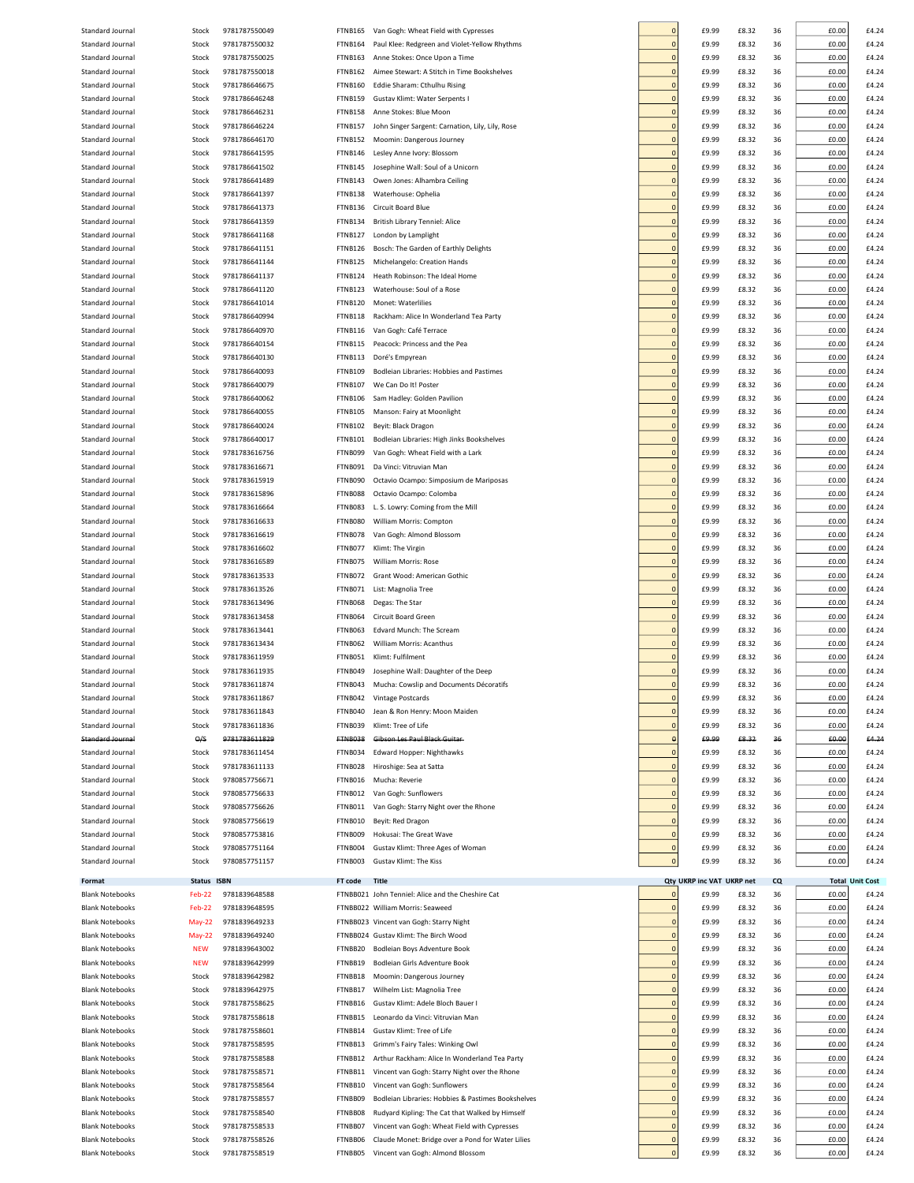| | | | | | | | | | | |
|---|---|---|---|---|---|---|---|---|---|---|
| Standard Journal | Stock | 9781787550049 | FTNB165 | Van Gogh: Wheat Field with Cypresses | 0 | £9.99 | £8.32 | 36 | £0.00 | £4.24 |
| Standard Journal | Stock | 9781787550032 | FTNB164 | Paul Klee: Redgreen and Violet-Yellow Rhythms | 0 | £9.99 | £8.32 | 36 | £0.00 | £4.24 |
| Standard Journal | Stock | 9781787550025 | FTNB163 | Anne Stokes: Once Upon a Time | 0 | £9.99 | £8.32 | 36 | £0.00 | £4.24 |
| Standard Journal | Stock | 9781787550018 | FTNB162 | Aimee Stewart: A Stitch in Time Bookshelves | 0 | £9.99 | £8.32 | 36 | £0.00 | £4.24 |
| Standard Journal | Stock | 9781786646675 | FTNB160 | Eddie Sharam: Cthulhu Rising | 0 | £9.99 | £8.32 | 36 | £0.00 | £4.24 |
| Standard Journal | Stock | 9781786646248 | FTNB159 | Gustav Klimt: Water Serpents I | 0 | £9.99 | £8.32 | 36 | £0.00 | £4.24 |
| Standard Journal | Stock | 9781786646231 | FTNB158 | Anne Stokes: Blue Moon | 0 | £9.99 | £8.32 | 36 | £0.00 | £4.24 |
| Standard Journal | Stock | 9781786646224 | FTNB157 | John Singer Sargent: Carnation, Lily, Lily, Rose | 0 | £9.99 | £8.32 | 36 | £0.00 | £4.24 |
| Standard Journal | Stock | 9781786646170 | FTNB152 | Moomin: Dangerous Journey | 0 | £9.99 | £8.32 | 36 | £0.00 | £4.24 |
| Standard Journal | Stock | 9781786641595 | FTNB146 | Lesley Anne Ivory: Blossom | 0 | £9.99 | £8.32 | 36 | £0.00 | £4.24 |
| Standard Journal | Stock | 9781786641502 | FTNB145 | Josephine Wall: Soul of a Unicorn | 0 | £9.99 | £8.32 | 36 | £0.00 | £4.24 |
| Standard Journal | Stock | 9781786641489 | FTNB143 | Owen Jones: Alhambra Ceiling | 0 | £9.99 | £8.32 | 36 | £0.00 | £4.24 |
| Standard Journal | Stock | 9781786641397 | FTNB138 | Waterhouse: Ophelia | 0 | £9.99 | £8.32 | 36 | £0.00 | £4.24 |
| Standard Journal | Stock | 9781786641373 | FTNB136 | Circuit Board Blue | 0 | £9.99 | £8.32 | 36 | £0.00 | £4.24 |
| Standard Journal | Stock | 9781786641359 | FTNB134 | British Library Tenniel: Alice | 0 | £9.99 | £8.32 | 36 | £0.00 | £4.24 |
| Standard Journal | Stock | 9781786641168 | FTNB127 | London by Lamplight | 0 | £9.99 | £8.32 | 36 | £0.00 | £4.24 |
| Standard Journal | Stock | 9781786641151 | FTNB126 | Bosch: The Garden of Earthly Delights | 0 | £9.99 | £8.32 | 36 | £0.00 | £4.24 |
| Standard Journal | Stock | 9781786641144 | FTNB125 | Michelangelo: Creation Hands | 0 | £9.99 | £8.32 | 36 | £0.00 | £4.24 |
| Standard Journal | Stock | 9781786641137 | FTNB124 | Heath Robinson: The Ideal Home | 0 | £9.99 | £8.32 | 36 | £0.00 | £4.24 |
| Standard Journal | Stock | 9781786641120 | FTNB123 | Waterhouse: Soul of a Rose | 0 | £9.99 | £8.32 | 36 | £0.00 | £4.24 |
| Standard Journal | Stock | 9781786641014 | FTNB120 | Monet: Waterlilies | 0 | £9.99 | £8.32 | 36 | £0.00 | £4.24 |
| Standard Journal | Stock | 9781786640994 | FTNB118 | Rackham: Alice In Wonderland Tea Party | 0 | £9.99 | £8.32 | 36 | £0.00 | £4.24 |
| Standard Journal | Stock | 9781786640970 | FTNB116 | Van Gogh: Café Terrace | 0 | £9.99 | £8.32 | 36 | £0.00 | £4.24 |
| Standard Journal | Stock | 9781786640154 | FTNB115 | Peacock: Princess and the Pea | 0 | £9.99 | £8.32 | 36 | £0.00 | £4.24 |
| Standard Journal | Stock | 9781786640130 | FTNB113 | Doré's Empyrean | 0 | £9.99 | £8.32 | 36 | £0.00 | £4.24 |
| Standard Journal | Stock | 9781786640093 | FTNB109 | Bodleian Libraries: Hobbies and Pastimes | 0 | £9.99 | £8.32 | 36 | £0.00 | £4.24 |
| Standard Journal | Stock | 9781786640079 | FTNB107 | We Can Do It! Poster | 0 | £9.99 | £8.32 | 36 | £0.00 | £4.24 |
| Standard Journal | Stock | 9781786640062 | FTNB106 | Sam Hadley: Golden Pavilion | 0 | £9.99 | £8.32 | 36 | £0.00 | £4.24 |
| Standard Journal | Stock | 9781786640055 | FTNB105 | Manson: Fairy at Moonlight | 0 | £9.99 | £8.32 | 36 | £0.00 | £4.24 |
| Standard Journal | Stock | 9781786640024 | FTNB102 | Beyit: Black Dragon | 0 | £9.99 | £8.32 | 36 | £0.00 | £4.24 |
| Standard Journal | Stock | 9781786640017 | FTNB101 | Bodleian Libraries: High Jinks Bookshelves | 0 | £9.99 | £8.32 | 36 | £0.00 | £4.24 |
| Standard Journal | Stock | 9781783616756 | FTNB099 | Van Gogh: Wheat Field with a Lark | 0 | £9.99 | £8.32 | 36 | £0.00 | £4.24 |
| Standard Journal | Stock | 9781783616671 | FTNB091 | Da Vinci: Vitruvian Man | 0 | £9.99 | £8.32 | 36 | £0.00 | £4.24 |
| Standard Journal | Stock | 9781783615919 | FTNB090 | Octavio Ocampo: Simposium de Mariposas | 0 | £9.99 | £8.32 | 36 | £0.00 | £4.24 |
| Standard Journal | Stock | 9781783615896 | FTNB088 | Octavio Ocampo: Colomba | 0 | £9.99 | £8.32 | 36 | £0.00 | £4.24 |
| Standard Journal | Stock | 9781783616664 | FTNB083 | L. S. Lowry: Coming from the Mill | 0 | £9.99 | £8.32 | 36 | £0.00 | £4.24 |
| Standard Journal | Stock | 9781783616633 | FTNB080 | William Morris: Compton | 0 | £9.99 | £8.32 | 36 | £0.00 | £4.24 |
| Standard Journal | Stock | 9781783616619 | FTNB078 | Van Gogh: Almond Blossom | 0 | £9.99 | £8.32 | 36 | £0.00 | £4.24 |
| Standard Journal | Stock | 9781783616602 | FTNB077 | Klimt: The Virgin | 0 | £9.99 | £8.32 | 36 | £0.00 | £4.24 |
| Standard Journal | Stock | 9781783616589 | FTNB075 | William Morris: Rose | 0 | £9.99 | £8.32 | 36 | £0.00 | £4.24 |
| Standard Journal | Stock | 9781783613533 | FTNB072 | Grant Wood: American Gothic | 0 | £9.99 | £8.32 | 36 | £0.00 | £4.24 |
| Standard Journal | Stock | 9781783613526 | FTNB071 | List: Magnolia Tree | 0 | £9.99 | £8.32 | 36 | £0.00 | £4.24 |
| Standard Journal | Stock | 9781783613496 | FTNB068 | Degas: The Star | 0 | £9.99 | £8.32 | 36 | £0.00 | £4.24 |
| Standard Journal | Stock | 9781783613458 | FTNB064 | Circuit Board Green | 0 | £9.99 | £8.32 | 36 | £0.00 | £4.24 |
| Standard Journal | Stock | 9781783613441 | FTNB063 | Edvard Munch: The Scream | 0 | £9.99 | £8.32 | 36 | £0.00 | £4.24 |
| Standard Journal | Stock | 9781783613434 | FTNB062 | William Morris: Acanthus | 0 | £9.99 | £8.32 | 36 | £0.00 | £4.24 |
| Standard Journal | Stock | 9781783611959 | FTNB051 | Klimt: Fulfilment | 0 | £9.99 | £8.32 | 36 | £0.00 | £4.24 |
| Standard Journal | Stock | 9781783611935 | FTNB049 | Josephine Wall: Daughter of the Deep | 0 | £9.99 | £8.32 | 36 | £0.00 | £4.24 |
| Standard Journal | Stock | 9781783611874 | FTNB043 | Mucha: Cowslip and Documents Décoratifs | 0 | £9.99 | £8.32 | 36 | £0.00 | £4.24 |
| Standard Journal | Stock | 9781783611867 | FTNB042 | Vintage Postcards | 0 | £9.99 | £8.32 | 36 | £0.00 | £4.24 |
| Standard Journal | Stock | 9781783611843 | FTNB040 | Jean & Ron Henry: Moon Maiden | 0 | £9.99 | £8.32 | 36 | £0.00 | £4.24 |
| Standard Journal | Stock | 9781783611836 | FTNB039 | Klimt: Tree of Life | 0 | £9.99 | £8.32 | 36 | £0.00 | £4.24 |
| ~~Standard Journal~~ | ~~O/S~~ | ~~9781783611829~~ | ~~FTNB038~~ | ~~Gibson Les Paul Black Guitar~~ | 0 | ~~£9.99~~ | ~~£8.32~~ | ~~36~~ | ~~£0.00~~ | ~~£4.24~~ |
| Standard Journal | Stock | 9781783611454 | FTNB034 | Edward Hopper: Nighthawks | 0 | £9.99 | £8.32 | 36 | £0.00 | £4.24 |
| Standard Journal | Stock | 9781783611133 | FTNB028 | Hiroshige: Sea at Satta | 0 | £9.99 | £8.32 | 36 | £0.00 | £4.24 |
| Standard Journal | Stock | 9780857756671 | FTNB016 | Mucha: Reverie | 0 | £9.99 | £8.32 | 36 | £0.00 | £4.24 |
| Standard Journal | Stock | 9780857756633 | FTNB012 | Van Gogh: Sunflowers | 0 | £9.99 | £8.32 | 36 | £0.00 | £4.24 |
| Standard Journal | Stock | 9780857756626 | FTNB011 | Van Gogh: Starry Night over the Rhone | 0 | £9.99 | £8.32 | 36 | £0.00 | £4.24 |
| Standard Journal | Stock | 9780857756619 | FTNB010 | Beyit: Red Dragon | 0 | £9.99 | £8.32 | 36 | £0.00 | £4.24 |
| Standard Journal | Stock | 9780857753816 | FTNB009 | Hokusai: The Great Wave | 0 | £9.99 | £8.32 | 36 | £0.00 | £4.24 |
| Standard Journal | Stock | 9780857751164 | FTNB004 | Gustav Klimt: Three Ages of Woman | 0 | £9.99 | £8.32 | 36 | £0.00 | £4.24 |
| Standard Journal | Stock | 9780857751157 | FTNB003 | Gustav Klimt: The Kiss | 0 | £9.99 | £8.32 | 36 | £0.00 | £4.24 |

| Format | Status | ISBN | FT code | Title | Qty | UKRP inc VAT | UKRP net | CQ | Total | Unit Cost |
|---|---|---|---|---|---|---|---|---|---|---|
| Blank Notebooks | Feb-22 | 9781839648588 | FTNBB021 | John Tenniel: Alice and the Cheshire Cat | 0 | £9.99 | £8.32 | 36 | £0.00 | £4.24 |
| Blank Notebooks | Feb-22 | 9781839648595 | FTNBB022 | William Morris: Seaweed | 0 | £9.99 | £8.32 | 36 | £0.00 | £4.24 |
| Blank Notebooks | May-22 | 9781839649233 | FTNBB023 | Vincent van Gogh: Starry Night | 0 | £9.99 | £8.32 | 36 | £0.00 | £4.24 |
| Blank Notebooks | May-22 | 9781839649240 | FTNBB024 | Gustav Klimt: The Birch Wood | 0 | £9.99 | £8.32 | 36 | £0.00 | £4.24 |
| Blank Notebooks | NEW | 9781839643002 | FTNBB20 | Bodleian Boys Adventure Book | 0 | £9.99 | £8.32 | 36 | £0.00 | £4.24 |
| Blank Notebooks | NEW | 9781839642999 | FTNBB19 | Bodleian Girls Adventure Book | 0 | £9.99 | £8.32 | 36 | £0.00 | £4.24 |
| Blank Notebooks | Stock | 9781839642982 | FTNBB18 | Moomin: Dangerous Journey | 0 | £9.99 | £8.32 | 36 | £0.00 | £4.24 |
| Blank Notebooks | Stock | 9781839642975 | FTNBB17 | Wilhelm List: Magnolia Tree | 0 | £9.99 | £8.32 | 36 | £0.00 | £4.24 |
| Blank Notebooks | Stock | 9781787558625 | FTNBB16 | Gustav Klimt: Adele Bloch Bauer I | 0 | £9.99 | £8.32 | 36 | £0.00 | £4.24 |
| Blank Notebooks | Stock | 9781787558618 | FTNBB15 | Leonardo da Vinci: Vitruvian Man | 0 | £9.99 | £8.32 | 36 | £0.00 | £4.24 |
| Blank Notebooks | Stock | 9781787558601 | FTNBB14 | Gustav Klimt: Tree of Life | 0 | £9.99 | £8.32 | 36 | £0.00 | £4.24 |
| Blank Notebooks | Stock | 9781787558595 | FTNBB13 | Grimm's Fairy Tales: Winking Owl | 0 | £9.99 | £8.32 | 36 | £0.00 | £4.24 |
| Blank Notebooks | Stock | 9781787558588 | FTNBB12 | Arthur Rackham: Alice In Wonderland Tea Party | 0 | £9.99 | £8.32 | 36 | £0.00 | £4.24 |
| Blank Notebooks | Stock | 9781787558571 | FTNBB11 | Vincent van Gogh: Starry Night over the Rhone | 0 | £9.99 | £8.32 | 36 | £0.00 | £4.24 |
| Blank Notebooks | Stock | 9781787558564 | FTNBB10 | Vincent van Gogh: Sunflowers | 0 | £9.99 | £8.32 | 36 | £0.00 | £4.24 |
| Blank Notebooks | Stock | 9781787558557 | FTNBB09 | Bodleian Libraries: Hobbies & Pastimes Bookshelves | 0 | £9.99 | £8.32 | 36 | £0.00 | £4.24 |
| Blank Notebooks | Stock | 9781787558540 | FTNBB08 | Rudyard Kipling: The Cat that Walked by Himself | 0 | £9.99 | £8.32 | 36 | £0.00 | £4.24 |
| Blank Notebooks | Stock | 9781787558533 | FTNBB07 | Vincent van Gogh: Wheat Field with Cypresses | 0 | £9.99 | £8.32 | 36 | £0.00 | £4.24 |
| Blank Notebooks | Stock | 9781787558526 | FTNBB06 | Claude Monet: Bridge over a Pond for Water Lilies | 0 | £9.99 | £8.32 | 36 | £0.00 | £4.24 |
| Blank Notebooks | Stock | 9781787558519 | FTNBB05 | Vincent van Gogh: Almond Blossom | 0 | £9.99 | £8.32 | 36 | £0.00 | £4.24 |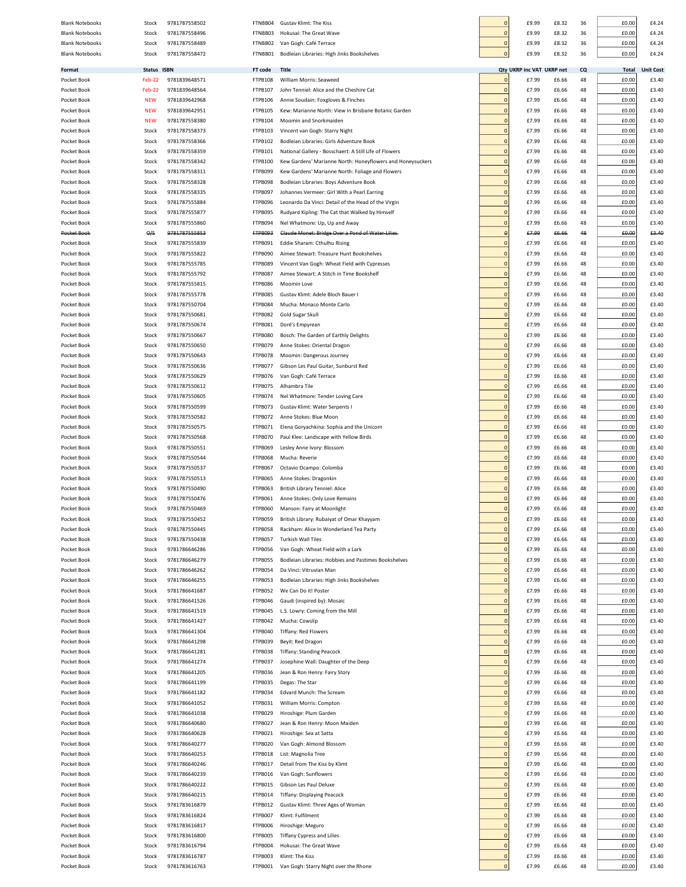| | | | | | | | | | | |
|---|---|---|---|---|---|---|---|---|---|---|
| Blank Notebooks | Stock | 9781787558502 | FTNBB04 | Gustav Klimt: The Kiss | 0 | £9.99 | £8.32 | 36 | £0.00 | £4.24 |
| Blank Notebooks | Stock | 9781787558496 | FTNBB03 | Hokusai: The Great Wave | 0 | £9.99 | £8.32 | 36 | £0.00 | £4.24 |
| Blank Notebooks | Stock | 9781787558489 | FTNBB02 | Van Gogh: Café Terrace | 0 | £9.99 | £8.32 | 36 | £0.00 | £4.24 |
| Blank Notebooks | Stock | 9781787558472 | FTNBB01 | Bodleian Libraries: High Jinks Bookshelves | 0 | £9.99 | £8.32 | 36 | £0.00 | £4.24 |

| Format | Status | ISBN | FT code | Title | Qty | UKRP inc VAT | UKRP net | CQ | Total | Unit Cost |
|---|---|---|---|---|---|---|---|---|---|---|
| Pocket Book | Feb-22 | 9781839648571 | FTPB108 | William Morris: Seaweed | 0 | £7.99 | £6.66 | 48 | £0.00 | £3.40 |
| Pocket Book | Feb-22 | 9781839648564 | FTPB107 | John Tenniel: Alice and the Cheshire Cat | 0 | £7.99 | £6.66 | 48 | £0.00 | £3.40 |
| Pocket Book | NEW | 9781839642968 | FTPB106 | Annie Soudain: Foxgloves & Finches | 0 | £7.99 | £6.66 | 48 | £0.00 | £3.40 |
| Pocket Book | NEW | 9781839642951 | FTPB105 | Kew: Marianne North: View in Brisbane Botanic Garden | 0 | £7.99 | £6.66 | 48 | £0.00 | £3.40 |
| Pocket Book | NEW | 9781787558380 | FTPB104 | Moomin and Snorkmaiden | 0 | £7.99 | £6.66 | 48 | £0.00 | £3.40 |
| Pocket Book | Stock | 9781787558373 | FTPB103 | Vincent van Gogh: Starry Night | 0 | £7.99 | £6.66 | 48 | £0.00 | £3.40 |
| Pocket Book | Stock | 9781787558366 | FTPB102 | Bodleian Libraries: Girls Adventure Book | 0 | £7.99 | £6.66 | 48 | £0.00 | £3.40 |
| Pocket Book | Stock | 9781787558359 | FTPB101 | National Gallery - Bosschaert: A Still Life of Flowers | 0 | £7.99 | £6.66 | 48 | £0.00 | £3.40 |
| Pocket Book | Stock | 9781787558342 | FTPB100 | Kew Gardens' Marianne North: Honeyflowers and Honeysuckers | 0 | £7.99 | £6.66 | 48 | £0.00 | £3.40 |
| Pocket Book | Stock | 9781787558311 | FTPB099 | Kew Gardens' Marianne North: Foliage and Flowers | 0 | £7.99 | £6.66 | 48 | £0.00 | £3.40 |
| Pocket Book | Stock | 9781787558328 | FTPB098 | Bodleian Libraries: Boys Adventure Book | 0 | £7.99 | £6.66 | 48 | £0.00 | £3.40 |
| Pocket Book | Stock | 9781787558335 | FTPB097 | Johannes Vermeer: Girl With a Pearl Earring | 0 | £7.99 | £6.66 | 48 | £0.00 | £3.40 |
| Pocket Book | Stock | 9781787555884 | FTPB096 | Leonardo Da Vinci: Detail of the Head of the Virgin | 0 | £7.99 | £6.66 | 48 | £0.00 | £3.40 |
| Pocket Book | Stock | 9781787555877 | FTPB095 | Rudyard Kipling: The Cat that Walked by Himself | 0 | £7.99 | £6.66 | 48 | £0.00 | £3.40 |
| Pocket Book | Stock | 9781787555860 | FTPB094 | Nel Whatmore: Up, Up and Away | 0 | £7.99 | £6.66 | 48 | £0.00 | £3.40 |
| ~~Pocket Book~~ | ~~O/S~~ | ~~9781787555853~~ | ~~FTPB093~~ | ~~Claude Monet: Bridge Over a Pond of Water-Lilies~~ | ~~0~~ | ~~£7.99~~ | ~~£6.66~~ | ~~48~~ | ~~£0.00~~ | ~~£3.40~~ |
| Pocket Book | Stock | 9781787555839 | FTPB091 | Eddie Sharam: Cthulhu Rising | 0 | £7.99 | £6.66 | 48 | £0.00 | £3.40 |
| Pocket Book | Stock | 9781787555822 | FTPB090 | Aimee Stewart: Treasure Hunt Bookshelves | 0 | £7.99 | £6.66 | 48 | £0.00 | £3.40 |
| Pocket Book | Stock | 9781787555785 | FTPB089 | Vincent Van Gogh: Wheat Field with Cypresses | 0 | £7.99 | £6.66 | 48 | £0.00 | £3.40 |
| Pocket Book | Stock | 9781787555792 | FTPB087 | Aimee Stewart: A Stitch in Time Bookshelf | 0 | £7.99 | £6.66 | 48 | £0.00 | £3.40 |
| Pocket Book | Stock | 9781787555815 | FTPB086 | Moomin Love | 0 | £7.99 | £6.66 | 48 | £0.00 | £3.40 |
| Pocket Book | Stock | 9781787555778 | FTPB085 | Gustav Klimt: Adele Bloch Bauer I | 0 | £7.99 | £6.66 | 48 | £0.00 | £3.40 |
| Pocket Book | Stock | 9781787550704 | FTPB084 | Mucha: Monaco Monte Carlo | 0 | £7.99 | £6.66 | 48 | £0.00 | £3.40 |
| Pocket Book | Stock | 9781787550681 | FTPB082 | Gold Sugar Skull | 0 | £7.99 | £6.66 | 48 | £0.00 | £3.40 |
| Pocket Book | Stock | 9781787550674 | FTPB081 | Doré's Empyrean | 0 | £7.99 | £6.66 | 48 | £0.00 | £3.40 |
| Pocket Book | Stock | 9781787550667 | FTPB080 | Bosch: The Garden of Earthly Delights | 0 | £7.99 | £6.66 | 48 | £0.00 | £3.40 |
| Pocket Book | Stock | 9781787550650 | FTPB079 | Anne Stokes: Oriental Dragon | 0 | £7.99 | £6.66 | 48 | £0.00 | £3.40 |
| Pocket Book | Stock | 9781787550643 | FTPB078 | Moomin: Dangerous Journey | 0 | £7.99 | £6.66 | 48 | £0.00 | £3.40 |
| Pocket Book | Stock | 9781787550636 | FTPB077 | Gibson Les Paul Guitar, Sunburst Red | 0 | £7.99 | £6.66 | 48 | £0.00 | £3.40 |
| Pocket Book | Stock | 9781787550629 | FTPB076 | Van Gogh: Café Terrace | 0 | £7.99 | £6.66 | 48 | £0.00 | £3.40 |
| Pocket Book | Stock | 9781787550612 | FTPB075 | Alhambra Tile | 0 | £7.99 | £6.66 | 48 | £0.00 | £3.40 |
| Pocket Book | Stock | 9781787550605 | FTPB074 | Nel Whatmore: Tender Loving Care | 0 | £7.99 | £6.66 | 48 | £0.00 | £3.40 |
| Pocket Book | Stock | 9781787550599 | FTPB073 | Gustav Klimt: Water Serpents I | 0 | £7.99 | £6.66 | 48 | £0.00 | £3.40 |
| Pocket Book | Stock | 9781787550582 | FTPB072 | Anne Stokes: Blue Moon | 0 | £7.99 | £6.66 | 48 | £0.00 | £3.40 |
| Pocket Book | Stock | 9781787550575 | FTPB071 | Elena Goryachkina: Sophia and the Unicorn | 0 | £7.99 | £6.66 | 48 | £0.00 | £3.40 |
| Pocket Book | Stock | 9781787550568 | FTPB070 | Paul Klee: Landscape with Yellow Birds | 0 | £7.99 | £6.66 | 48 | £0.00 | £3.40 |
| Pocket Book | Stock | 9781787550551 | FTPB069 | Lesley Anne Ivory: Blossom | 0 | £7.99 | £6.66 | 48 | £0.00 | £3.40 |
| Pocket Book | Stock | 9781787550544 | FTPB068 | Mucha: Reverie | 0 | £7.99 | £6.66 | 48 | £0.00 | £3.40 |
| Pocket Book | Stock | 9781787550537 | FTPB067 | Octavio Ocampo: Colomba | 0 | £7.99 | £6.66 | 48 | £0.00 | £3.40 |
| Pocket Book | Stock | 9781787550513 | FTPB065 | Anne Stokes: Dragonkin | 0 | £7.99 | £6.66 | 48 | £0.00 | £3.40 |
| Pocket Book | Stock | 9781787550490 | FTPB063 | British Library Tenniel: Alice | 0 | £7.99 | £6.66 | 48 | £0.00 | £3.40 |
| Pocket Book | Stock | 9781787550476 | FTPB061 | Anne Stokes: Only Love Remains | 0 | £7.99 | £6.66 | 48 | £0.00 | £3.40 |
| Pocket Book | Stock | 9781787550469 | FTPB060 | Manson: Fairy at Moonlight | 0 | £7.99 | £6.66 | 48 | £0.00 | £3.40 |
| Pocket Book | Stock | 9781787550452 | FTPB059 | British Library: Rubaiyat of Omar Khayyam | 0 | £7.99 | £6.66 | 48 | £0.00 | £3.40 |
| Pocket Book | Stock | 9781787550445 | FTPB058 | Rackham: Alice In Wonderland Tea Party | 0 | £7.99 | £6.66 | 48 | £0.00 | £3.40 |
| Pocket Book | Stock | 9781787550438 | FTPB057 | Turkish Wall Tiles | 0 | £7.99 | £6.66 | 48 | £0.00 | £3.40 |
| Pocket Book | Stock | 9781786646286 | FTPB056 | Van Gogh: Wheat Field with a Lark | 0 | £7.99 | £6.66 | 48 | £0.00 | £3.40 |
| Pocket Book | Stock | 9781786646279 | FTPB055 | Bodleian Libraries: Hobbies and Pastimes Bookshelves | 0 | £7.99 | £6.66 | 48 | £0.00 | £3.40 |
| Pocket Book | Stock | 9781786646262 | FTPB054 | Da Vinci: Vitruvian Man | 0 | £7.99 | £6.66 | 48 | £0.00 | £3.40 |
| Pocket Book | Stock | 9781786646255 | FTPB053 | Bodleian Libraries: High Jinks Bookshelves | 0 | £7.99 | £6.66 | 48 | £0.00 | £3.40 |
| Pocket Book | Stock | 9781786641687 | FTPB052 | We Can Do it! Poster | 0 | £7.99 | £6.66 | 48 | £0.00 | £3.40 |
| Pocket Book | Stock | 9781786641526 | FTPB046 | Gaudi (inspired by): Mosaic | 0 | £7.99 | £6.66 | 48 | £0.00 | £3.40 |
| Pocket Book | Stock | 9781786641519 | FTPB045 | L.S. Lowry: Coming from the Mill | 0 | £7.99 | £6.66 | 48 | £0.00 | £3.40 |
| Pocket Book | Stock | 9781786641427 | FTPB042 | Mucha: Cowslip | 0 | £7.99 | £6.66 | 48 | £0.00 | £3.40 |
| Pocket Book | Stock | 9781786641304 | FTPB040 | Tiffany: Red Flowers | 0 | £7.99 | £6.66 | 48 | £0.00 | £3.40 |
| Pocket Book | Stock | 9781786641298 | FTPB039 | Beyit: Red Dragon | 0 | £7.99 | £6.66 | 48 | £0.00 | £3.40 |
| Pocket Book | Stock | 9781786641281 | FTPB038 | Tiffany: Standing Peacock | 0 | £7.99 | £6.66 | 48 | £0.00 | £3.40 |
| Pocket Book | Stock | 9781786641274 | FTPB037 | Josephine Wall: Daughter of the Deep | 0 | £7.99 | £6.66 | 48 | £0.00 | £3.40 |
| Pocket Book | Stock | 9781786641205 | FTPB036 | Jean & Ron Henry: Fairy Story | 0 | £7.99 | £6.66 | 48 | £0.00 | £3.40 |
| Pocket Book | Stock | 9781786641199 | FTPB035 | Degas: The Star | 0 | £7.99 | £6.66 | 48 | £0.00 | £3.40 |
| Pocket Book | Stock | 9781786641182 | FTPB034 | Edvard Munch: The Scream | 0 | £7.99 | £6.66 | 48 | £0.00 | £3.40 |
| Pocket Book | Stock | 9781786641052 | FTPB031 | William Morris: Compton | 0 | £7.99 | £6.66 | 48 | £0.00 | £3.40 |
| Pocket Book | Stock | 9781786641038 | FTPB029 | Hiroshige: Plum Garden | 0 | £7.99 | £6.66 | 48 | £0.00 | £3.40 |
| Pocket Book | Stock | 9781786640680 | FTPB027 | Jean & Ron Henry: Moon Maiden | 0 | £7.99 | £6.66 | 48 | £0.00 | £3.40 |
| Pocket Book | Stock | 9781786640628 | FTPB021 | Hiroshige: Sea at Satta | 0 | £7.99 | £6.66 | 48 | £0.00 | £3.40 |
| Pocket Book | Stock | 9781786640277 | FTPB020 | Van Gogh: Almond Blossom | 0 | £7.99 | £6.66 | 48 | £0.00 | £3.40 |
| Pocket Book | Stock | 9781786640253 | FTPB018 | List: Magnolia Tree | 0 | £7.99 | £6.66 | 48 | £0.00 | £3.40 |
| Pocket Book | Stock | 9781786640246 | FTPB017 | Detail from The Kiss by Klimt | 0 | £7.99 | £6.66 | 48 | £0.00 | £3.40 |
| Pocket Book | Stock | 9781786640239 | FTPB016 | Van Gogh: Sunflowers | 0 | £7.99 | £6.66 | 48 | £0.00 | £3.40 |
| Pocket Book | Stock | 9781786640222 | FTPB015 | Gibson Les Paul Deluxe | 0 | £7.99 | £6.66 | 48 | £0.00 | £3.40 |
| Pocket Book | Stock | 9781786640215 | FTPB014 | Tiffany: Displaying Peacock | 0 | £7.99 | £6.66 | 48 | £0.00 | £3.40 |
| Pocket Book | Stock | 9781783616879 | FTPB012 | Gustav Klimt: Three Ages of Woman | 0 | £7.99 | £6.66 | 48 | £0.00 | £3.40 |
| Pocket Book | Stock | 9781783616824 | FTPB007 | Klimt: Fulfilment | 0 | £7.99 | £6.66 | 48 | £0.00 | £3.40 |
| Pocket Book | Stock | 9781783616817 | FTPB006 | Hiroshige: Meguro | 0 | £7.99 | £6.66 | 48 | £0.00 | £3.40 |
| Pocket Book | Stock | 9781783616800 | FTPB005 | Tiffany Cypress and Lilies | 0 | £7.99 | £6.66 | 48 | £0.00 | £3.40 |
| Pocket Book | Stock | 9781783616794 | FTPB004 | Hokusai: The Great Wave | 0 | £7.99 | £6.66 | 48 | £0.00 | £3.40 |
| Pocket Book | Stock | 9781783616787 | FTPB003 | Klimt: The Kiss | 0 | £7.99 | £6.66 | 48 | £0.00 | £3.40 |
| Pocket Book | Stock | 9781783616763 | FTPB001 | Van Gogh: Starry Night over the Rhone | 0 | £7.99 | £6.66 | 48 | £0.00 | £3.40 |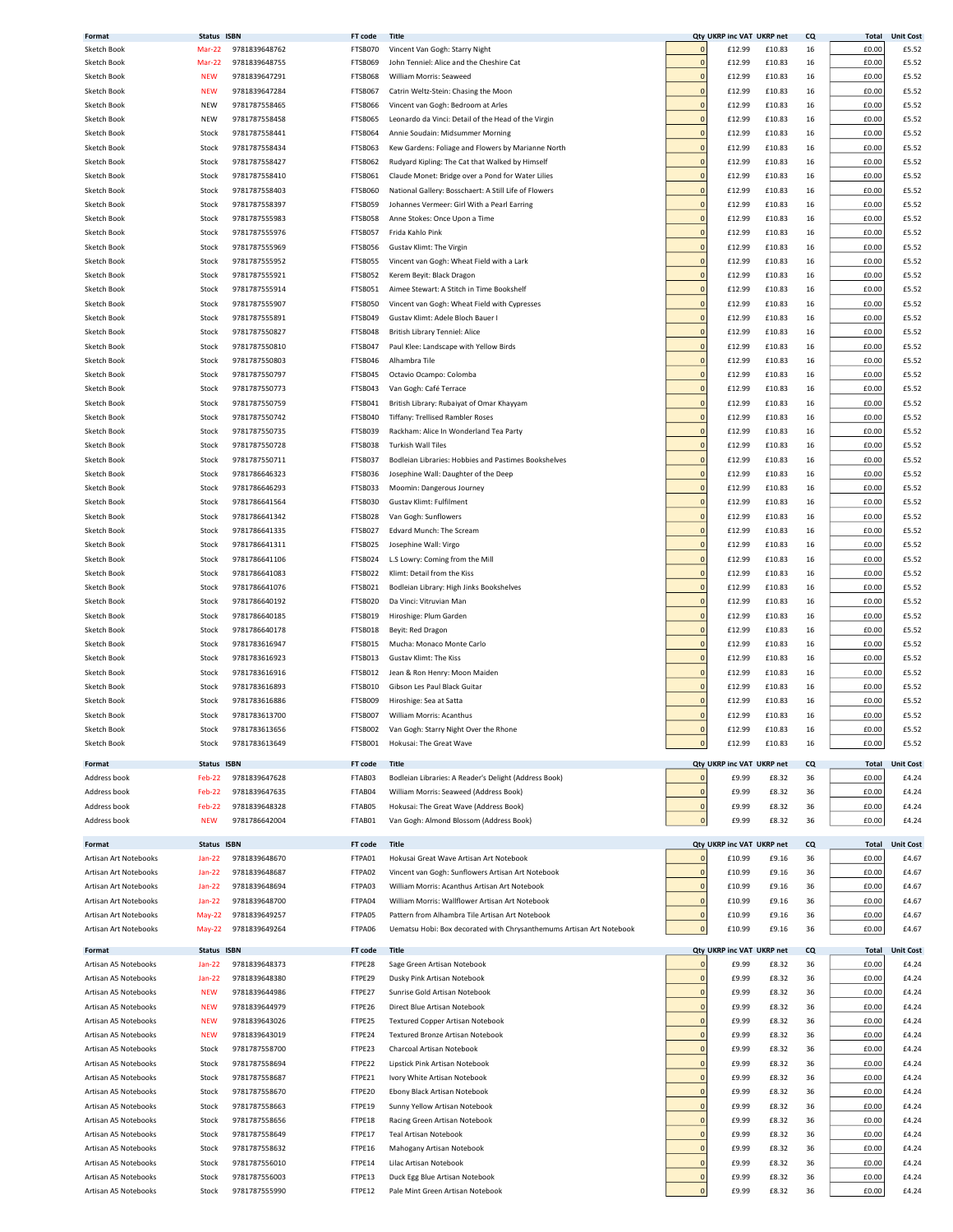| Format | Status | ISBN | FT code | Title | Qty | UKRP inc VAT | UKRP net | CQ | Total | Unit Cost |
|---|---|---|---|---|---|---|---|---|---|---|
| Sketch Book | Mar-22 | 9781839648762 | FTSB070 | Vincent Van Gogh: Starry Night | 0 | £12.99 | £10.83 | 16 | £0.00 | £5.52 |
| Sketch Book | Mar-22 | 9781839648755 | FTSB069 | John Tenniel: Alice and the Cheshire Cat | 0 | £12.99 | £10.83 | 16 | £0.00 | £5.52 |
| Sketch Book | NEW | 9781839647291 | FTSB068 | William Morris: Seaweed | 0 | £12.99 | £10.83 | 16 | £0.00 | £5.52 |
| Sketch Book | NEW | 9781839647284 | FTSB067 | Catrin Weltz-Stein: Chasing the Moon | 0 | £12.99 | £10.83 | 16 | £0.00 | £5.52 |
| Sketch Book | NEW | 9781787558465 | FTSB066 | Vincent van Gogh: Bedroom at Arles | 0 | £12.99 | £10.83 | 16 | £0.00 | £5.52 |
| Sketch Book | NEW | 9781787558458 | FTSB065 | Leonardo da Vinci: Detail of the Head of the Virgin | 0 | £12.99 | £10.83 | 16 | £0.00 | £5.52 |
| Sketch Book | Stock | 9781787558441 | FTSB064 | Annie Soudain: Midsummer Morning | 0 | £12.99 | £10.83 | 16 | £0.00 | £5.52 |
| Sketch Book | Stock | 9781787558434 | FTSB063 | Kew Gardens: Foliage and Flowers by Marianne North | 0 | £12.99 | £10.83 | 16 | £0.00 | £5.52 |
| Sketch Book | Stock | 9781787558427 | FTSB062 | Rudyard Kipling: The Cat that Walked by Himself | 0 | £12.99 | £10.83 | 16 | £0.00 | £5.52 |
| Sketch Book | Stock | 9781787558410 | FTSB061 | Claude Monet: Bridge over a Pond for Water Lilies | 0 | £12.99 | £10.83 | 16 | £0.00 | £5.52 |
| Sketch Book | Stock | 9781787558403 | FTSB060 | National Gallery: Bosschaert: A Still Life of Flowers | 0 | £12.99 | £10.83 | 16 | £0.00 | £5.52 |
| Sketch Book | Stock | 9781787558397 | FTSB059 | Johannes Vermeer: Girl With a Pearl Earring | 0 | £12.99 | £10.83 | 16 | £0.00 | £5.52 |
| Sketch Book | Stock | 9781787555983 | FTSB058 | Anne Stokes: Once Upon a Time | 0 | £12.99 | £10.83 | 16 | £0.00 | £5.52 |
| Sketch Book | Stock | 9781787555976 | FTSB057 | Frida Kahlo Pink | 0 | £12.99 | £10.83 | 16 | £0.00 | £5.52 |
| Sketch Book | Stock | 9781787555969 | FTSB056 | Gustav Klimt: The Virgin | 0 | £12.99 | £10.83 | 16 | £0.00 | £5.52 |
| Sketch Book | Stock | 9781787555952 | FTSB055 | Vincent van Gogh: Wheat Field with a Lark | 0 | £12.99 | £10.83 | 16 | £0.00 | £5.52 |
| Sketch Book | Stock | 9781787555921 | FTSB052 | Kerem Beyit: Black Dragon | 0 | £12.99 | £10.83 | 16 | £0.00 | £5.52 |
| Sketch Book | Stock | 9781787555914 | FTSB051 | Aimee Stewart: A Stitch in Time Bookshelf | 0 | £12.99 | £10.83 | 16 | £0.00 | £5.52 |
| Sketch Book | Stock | 9781787555907 | FTSB050 | Vincent van Gogh: Wheat Field with Cypresses | 0 | £12.99 | £10.83 | 16 | £0.00 | £5.52 |
| Sketch Book | Stock | 9781787555891 | FTSB049 | Gustav Klimt: Adele Bloch Bauer I | 0 | £12.99 | £10.83 | 16 | £0.00 | £5.52 |
| Sketch Book | Stock | 9781787550827 | FTSB048 | British Library Tenniel: Alice | 0 | £12.99 | £10.83 | 16 | £0.00 | £5.52 |
| Sketch Book | Stock | 9781787550810 | FTSB047 | Paul Klee: Landscape with Yellow Birds | 0 | £12.99 | £10.83 | 16 | £0.00 | £5.52 |
| Sketch Book | Stock | 9781787550803 | FTSB046 | Alhambra Tile | 0 | £12.99 | £10.83 | 16 | £0.00 | £5.52 |
| Sketch Book | Stock | 9781787550797 | FTSB045 | Octavio Ocampo: Colomba | 0 | £12.99 | £10.83 | 16 | £0.00 | £5.52 |
| Sketch Book | Stock | 9781787550773 | FTSB043 | Van Gogh: Café Terrace | 0 | £12.99 | £10.83 | 16 | £0.00 | £5.52 |
| Sketch Book | Stock | 9781787550759 | FTSB041 | British Library: Rubaiyat of Omar Khayyam | 0 | £12.99 | £10.83 | 16 | £0.00 | £5.52 |
| Sketch Book | Stock | 9781787550742 | FTSB040 | Tiffany: Trellised Rambler Roses | 0 | £12.99 | £10.83 | 16 | £0.00 | £5.52 |
| Sketch Book | Stock | 9781787550735 | FTSB039 | Rackham: Alice In Wonderland Tea Party | 0 | £12.99 | £10.83 | 16 | £0.00 | £5.52 |
| Sketch Book | Stock | 9781787550728 | FTSB038 | Turkish Wall Tiles | 0 | £12.99 | £10.83 | 16 | £0.00 | £5.52 |
| Sketch Book | Stock | 9781787550711 | FTSB037 | Bodleian Libraries: Hobbies and Pastimes Bookshelves | 0 | £12.99 | £10.83 | 16 | £0.00 | £5.52 |
| Sketch Book | Stock | 9781786646323 | FTSB036 | Josephine Wall: Daughter of the Deep | 0 | £12.99 | £10.83 | 16 | £0.00 | £5.52 |
| Sketch Book | Stock | 9781786646293 | FTSB033 | Moomin: Dangerous Journey | 0 | £12.99 | £10.83 | 16 | £0.00 | £5.52 |
| Sketch Book | Stock | 9781786641564 | FTSB030 | Gustav Klimt: Fulfilment | 0 | £12.99 | £10.83 | 16 | £0.00 | £5.52 |
| Sketch Book | Stock | 9781786641342 | FTSB028 | Van Gogh: Sunflowers | 0 | £12.99 | £10.83 | 16 | £0.00 | £5.52 |
| Sketch Book | Stock | 9781786641335 | FTSB027 | Edvard Munch: The Scream | 0 | £12.99 | £10.83 | 16 | £0.00 | £5.52 |
| Sketch Book | Stock | 9781786641311 | FTSB025 | Josephine Wall: Virgo | 0 | £12.99 | £10.83 | 16 | £0.00 | £5.52 |
| Sketch Book | Stock | 9781786641106 | FTSB024 | L.S Lowry: Coming from the Mill | 0 | £12.99 | £10.83 | 16 | £0.00 | £5.52 |
| Sketch Book | Stock | 9781786641083 | FTSB022 | Klimt: Detail from the Kiss | 0 | £12.99 | £10.83 | 16 | £0.00 | £5.52 |
| Sketch Book | Stock | 9781786641076 | FTSB021 | Bodleian Library: High Jinks Bookshelves | 0 | £12.99 | £10.83 | 16 | £0.00 | £5.52 |
| Sketch Book | Stock | 9781786640192 | FTSB020 | Da Vinci: Vitruvian Man | 0 | £12.99 | £10.83 | 16 | £0.00 | £5.52 |
| Sketch Book | Stock | 9781786640185 | FTSB019 | Hiroshige: Plum Garden | 0 | £12.99 | £10.83 | 16 | £0.00 | £5.52 |
| Sketch Book | Stock | 9781786640178 | FTSB018 | Beyit: Red Dragon | 0 | £12.99 | £10.83 | 16 | £0.00 | £5.52 |
| Sketch Book | Stock | 9781783616947 | FTSB015 | Mucha: Monaco Monte Carlo | 0 | £12.99 | £10.83 | 16 | £0.00 | £5.52 |
| Sketch Book | Stock | 9781783616923 | FTSB013 | Gustav Klimt: The Kiss | 0 | £12.99 | £10.83 | 16 | £0.00 | £5.52 |
| Sketch Book | Stock | 9781783616916 | FTSB012 | Jean & Ron Henry: Moon Maiden | 0 | £12.99 | £10.83 | 16 | £0.00 | £5.52 |
| Sketch Book | Stock | 9781783616893 | FTSB010 | Gibson Les Paul Black Guitar | 0 | £12.99 | £10.83 | 16 | £0.00 | £5.52 |
| Sketch Book | Stock | 9781783616886 | FTSB009 | Hiroshige: Sea at Satta | 0 | £12.99 | £10.83 | 16 | £0.00 | £5.52 |
| Sketch Book | Stock | 9781783613700 | FTSB007 | William Morris: Acanthus | 0 | £12.99 | £10.83 | 16 | £0.00 | £5.52 |
| Sketch Book | Stock | 9781783613656 | FTSB002 | Van Gogh: Starry Night Over the Rhone | 0 | £12.99 | £10.83 | 16 | £0.00 | £5.52 |
| Sketch Book | Stock | 9781783613649 | FTSB001 | Hokusai: The Great Wave | 0 | £12.99 | £10.83 | 16 | £0.00 | £5.52 |

| Format | Status | ISBN | FT code | Title | Qty | UKRP inc VAT | UKRP net | CQ | Total | Unit Cost |
|---|---|---|---|---|---|---|---|---|---|---|
| Address book | Feb-22 | 9781839647628 | FTAB03 | Bodleian Libraries: A Reader's Delight (Address Book) | 0 | £9.99 | £8.32 | 36 | £0.00 | £4.24 |
| Address book | Feb-22 | 9781839647635 | FTAB04 | William Morris: Seaweed (Address Book) | 0 | £9.99 | £8.32 | 36 | £0.00 | £4.24 |
| Address book | Feb-22 | 9781839648328 | FTAB05 | Hokusai: The Great Wave (Address Book) | 0 | £9.99 | £8.32 | 36 | £0.00 | £4.24 |
| Address book | NEW | 9781786642004 | FTAB01 | Van Gogh: Almond Blossom (Address Book) | 0 | £9.99 | £8.32 | 36 | £0.00 | £4.24 |

| Format | Status | ISBN | FT code | Title | Qty | UKRP inc VAT | UKRP net | CQ | Total | Unit Cost |
|---|---|---|---|---|---|---|---|---|---|---|
| Artisan Art Notebooks | Jan-22 | 9781839648670 | FTPA01 | Hokusai Great Wave Artisan Art Notebook | 0 | £10.99 | £9.16 | 36 | £0.00 | £4.67 |
| Artisan Art Notebooks | Jan-22 | 9781839648687 | FTPA02 | Vincent van Gogh: Sunflowers Artisan Art Notebook | 0 | £10.99 | £9.16 | 36 | £0.00 | £4.67 |
| Artisan Art Notebooks | Jan-22 | 9781839648694 | FTPA03 | William Morris: Acanthus Artisan Art Notebook | 0 | £10.99 | £9.16 | 36 | £0.00 | £4.67 |
| Artisan Art Notebooks | Jan-22 | 9781839648700 | FTPA04 | William Morris: Wallflower Artisan Art Notebook | 0 | £10.99 | £9.16 | 36 | £0.00 | £4.67 |
| Artisan Art Notebooks | May-22 | 9781839649257 | FTPA05 | Pattern from Alhambra Tile Artisan Art Notebook | 0 | £10.99 | £9.16 | 36 | £0.00 | £4.67 |
| Artisan Art Notebooks | May-22 | 9781839649264 | FTPA06 | Uematsu Hobi: Box decorated with Chrysanthemums Artisan Art Notebook | 0 | £10.99 | £9.16 | 36 | £0.00 | £4.67 |

| Format | Status | ISBN | FT code | Title | Qty | UKRP inc VAT | UKRP net | CQ | Total | Unit Cost |
|---|---|---|---|---|---|---|---|---|---|---|
| Artisan A5 Notebooks | Jan-22 | 9781839648373 | FTPE28 | Sage Green Artisan Notebook | 0 | £9.99 | £8.32 | 36 | £0.00 | £4.24 |
| Artisan A5 Notebooks | Jan-22 | 9781839648380 | FTPE29 | Dusky Pink Artisan Notebook | 0 | £9.99 | £8.32 | 36 | £0.00 | £4.24 |
| Artisan A5 Notebooks | NEW | 9781839644986 | FTPE27 | Sunrise Gold Artisan Notebook | 0 | £9.99 | £8.32 | 36 | £0.00 | £4.24 |
| Artisan A5 Notebooks | NEW | 9781839644979 | FTPE26 | Direct Blue Artisan Notebook | 0 | £9.99 | £8.32 | 36 | £0.00 | £4.24 |
| Artisan A5 Notebooks | NEW | 9781839643026 | FTPE25 | Textured Copper Artisan Notebook | 0 | £9.99 | £8.32 | 36 | £0.00 | £4.24 |
| Artisan A5 Notebooks | NEW | 9781839643019 | FTPE24 | Textured Bronze Artisan Notebook | 0 | £9.99 | £8.32 | 36 | £0.00 | £4.24 |
| Artisan A5 Notebooks | Stock | 9781787558700 | FTPE23 | Charcoal Artisan Notebook | 0 | £9.99 | £8.32 | 36 | £0.00 | £4.24 |
| Artisan A5 Notebooks | Stock | 9781787558694 | FTPE22 | Lipstick Pink Artisan Notebook | 0 | £9.99 | £8.32 | 36 | £0.00 | £4.24 |
| Artisan A5 Notebooks | Stock | 9781787558687 | FTPE21 | Ivory White Artisan Notebook | 0 | £9.99 | £8.32 | 36 | £0.00 | £4.24 |
| Artisan A5 Notebooks | Stock | 9781787558670 | FTPE20 | Ebony Black Artisan Notebook | 0 | £9.99 | £8.32 | 36 | £0.00 | £4.24 |
| Artisan A5 Notebooks | Stock | 9781787558663 | FTPE19 | Sunny Yellow Artisan Notebook | 0 | £9.99 | £8.32 | 36 | £0.00 | £4.24 |
| Artisan A5 Notebooks | Stock | 9781787558656 | FTPE18 | Racing Green Artisan Notebook | 0 | £9.99 | £8.32 | 36 | £0.00 | £4.24 |
| Artisan A5 Notebooks | Stock | 9781787558649 | FTPE17 | Teal Artisan Notebook | 0 | £9.99 | £8.32 | 36 | £0.00 | £4.24 |
| Artisan A5 Notebooks | Stock | 9781787558632 | FTPE16 | Mahogany Artisan Notebook | 0 | £9.99 | £8.32 | 36 | £0.00 | £4.24 |
| Artisan A5 Notebooks | Stock | 9781787556010 | FTPE14 | Lilac Artisan Notebook | 0 | £9.99 | £8.32 | 36 | £0.00 | £4.24 |
| Artisan A5 Notebooks | Stock | 9781787556003 | FTPE13 | Duck Egg Blue Artisan Notebook | 0 | £9.99 | £8.32 | 36 | £0.00 | £4.24 |
| Artisan A5 Notebooks | Stock | 9781787555990 | FTPE12 | Pale Mint Green Artisan Notebook | 0 | £9.99 | £8.32 | 36 | £0.00 | £4.24 |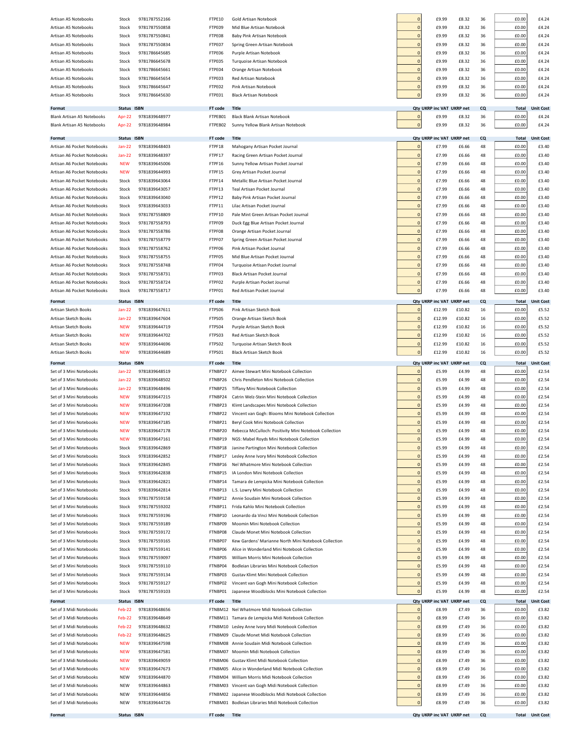| Format | Status | ISBN | FT code | Title | Qty | UKRP inc VAT | UKRP net | CQ | Total | Unit Cost |
|---|---|---|---|---|---|---|---|---|---|---|
| Artisan A5 Notebooks | Stock | 9781787552166 | FTPE10 | Gold Artisan Notebook | 0 | £9.99 | £8.32 | 36 | £0.00 | £4.24 |
| Artisan A5 Notebooks | Stock | 9781787550858 | FTPE09 | Mid Blue Artisan Notebook | 0 | £9.99 | £8.32 | 36 | £0.00 | £4.24 |
| Artisan A5 Notebooks | Stock | 9781787550841 | FTPE08 | Baby Pink Artisan Notebook | 0 | £9.99 | £8.32 | 36 | £0.00 | £4.24 |
| Artisan A5 Notebooks | Stock | 9781787550834 | FTPE07 | Spring Green Artisan Notebook | 0 | £9.99 | £8.32 | 36 | £0.00 | £4.24 |
| Artisan A5 Notebooks | Stock | 9781786645685 | FTPE06 | Purple Artisan Notebook | 0 | £9.99 | £8.32 | 36 | £0.00 | £4.24 |
| Artisan A5 Notebooks | Stock | 9781786645678 | FTPE05 | Turquoise Artisan Notebook | 0 | £9.99 | £8.32 | 36 | £0.00 | £4.24 |
| Artisan A5 Notebooks | Stock | 9781786645661 | FTPE04 | Orange Artisan Notebook | 0 | £9.99 | £8.32 | 36 | £0.00 | £4.24 |
| Artisan A5 Notebooks | Stock | 9781786645654 | FTPE03 | Red Artisan Notebook | 0 | £9.99 | £8.32 | 36 | £0.00 | £4.24 |
| Artisan A5 Notebooks | Stock | 9781786645647 | FTPE02 | Pink Artisan Notebook | 0 | £9.99 | £8.32 | 36 | £0.00 | £4.24 |
| Artisan A5 Notebooks | Stock | 9781786645630 | FTPE01 | Black Artisan Notebook | 0 | £9.99 | £8.32 | 36 | £0.00 | £4.24 |

| Format | Status | ISBN | FT code | Title | Qty | UKRP inc VAT | UKRP net | CQ | Total | Unit Cost |
|---|---|---|---|---|---|---|---|---|---|---|
| Blank Artisan A5 Notebooks | Apr-22 | 9781839648977 | FTPEB01 | Black Blank Artisan Notebook | 0 | £9.99 | £8.32 | 36 | £0.00 | £4.24 |
| Blank Artisan A5 Notebooks | Apr-22 | 9781839648984 | FTPEB02 | Sunny Yellow Blank Artisan Notebook | 0 | £9.99 | £8.32 | 36 | £0.00 | £4.24 |

| Format | Status | ISBN | FT code | Title | Qty | UKRP inc VAT | UKRP net | CQ | Total | Unit Cost |
|---|---|---|---|---|---|---|---|---|---|---|
| Artisan A6 Pocket Notebooks | Jan-22 | 9781839648403 | FTPF18 | Mahogany Artisan Pocket Journal | 0 | £7.99 | £6.66 | 48 | £0.00 | £3.40 |
| Artisan A6 Pocket Notebooks | Jan-22 | 9781839648397 | FTPF17 | Racing Green Artisan Pocket Journal | 0 | £7.99 | £6.66 | 48 | £0.00 | £3.40 |
| Artisan A6 Pocket Notebooks | NEW | 9781839645006 | FTPF16 | Sunny Yellow Artisan Pocket Journal | 0 | £7.99 | £6.66 | 48 | £0.00 | £3.40 |
| Artisan A6 Pocket Notebooks | NEW | 9781839644993 | FTPF15 | Grey Artisan Pocket Journal | 0 | £7.99 | £6.66 | 48 | £0.00 | £3.40 |
| Artisan A6 Pocket Notebooks | Stock | 9781839643064 | FTPF14 | Metallic Blue Artisan Pocket Journal | 0 | £7.99 | £6.66 | 48 | £0.00 | £3.40 |
| Artisan A6 Pocket Notebooks | Stock | 9781839643057 | FTPF13 | Teal Artisan Pocket Journal | 0 | £7.99 | £6.66 | 48 | £0.00 | £3.40 |
| Artisan A6 Pocket Notebooks | Stock | 9781839643040 | FTPF12 | Baby Pink Artisan Pocket Journal | 0 | £7.99 | £6.66 | 48 | £0.00 | £3.40 |
| Artisan A6 Pocket Notebooks | Stock | 9781839643033 | FTPF11 | Lilac Artisan Pocket Journal | 0 | £7.99 | £6.66 | 48 | £0.00 | £3.40 |
| Artisan A6 Pocket Notebooks | Stock | 9781787558809 | FTPF10 | Pale Mint Green Artisan Pocket Journal | 0 | £7.99 | £6.66 | 48 | £0.00 | £3.40 |
| Artisan A6 Pocket Notebooks | Stock | 9781787558793 | FTPF09 | Duck Egg Blue Artisan Pocket Journal | 0 | £7.99 | £6.66 | 48 | £0.00 | £3.40 |
| Artisan A6 Pocket Notebooks | Stock | 9781787558786 | FTPF08 | Orange Artisan Pocket Journal | 0 | £7.99 | £6.66 | 48 | £0.00 | £3.40 |
| Artisan A6 Pocket Notebooks | Stock | 9781787558779 | FTPF07 | Spring Green Artisan Pocket Journal | 0 | £7.99 | £6.66 | 48 | £0.00 | £3.40 |
| Artisan A6 Pocket Notebooks | Stock | 9781787558762 | FTPF06 | Pink Artisan Pocket Journal | 0 | £7.99 | £6.66 | 48 | £0.00 | £3.40 |
| Artisan A6 Pocket Notebooks | Stock | 9781787558755 | FTPF05 | Mid Blue Artisan Pocket Journal | 0 | £7.99 | £6.66 | 48 | £0.00 | £3.40 |
| Artisan A6 Pocket Notebooks | Stock | 9781787558748 | FTPF04 | Turquoise Artisan Pocket Journal | 0 | £7.99 | £6.66 | 48 | £0.00 | £3.40 |
| Artisan A6 Pocket Notebooks | Stock | 9781787558731 | FTPF03 | Black Artisan Pocket Journal | 0 | £7.99 | £6.66 | 48 | £0.00 | £3.40 |
| Artisan A6 Pocket Notebooks | Stock | 9781787558724 | FTPF02 | Purple Artisan Pocket Journal | 0 | £7.99 | £6.66 | 48 | £0.00 | £3.40 |
| Artisan A6 Pocket Notebooks | Stock | 9781787558717 | FTPF01 | Red Artisan Pocket Journal | 0 | £7.99 | £6.66 | 48 | £0.00 | £3.40 |

| Format | Status | ISBN | FT code | Title | Qty | UKRP inc VAT | UKRP net | CQ | Total | Unit Cost |
|---|---|---|---|---|---|---|---|---|---|---|
| Artisan Sketch Books | Jan-22 | 9781839647611 | FTPS06 | Pink Artisan Sketch Book | 0 | £12.99 | £10.82 | 16 | £0.00 | £5.52 |
| Artisan Sketch Books | Jan-22 | 9781839647604 | FTPS05 | Orange Artisan Sketch Book | 0 | £12.99 | £10.82 | 16 | £0.00 | £5.52 |
| Artisan Sketch Books | NEW | 9781839644719 | FTPS04 | Purple Artisan Sketch Book | 0 | £12.99 | £10.82 | 16 | £0.00 | £5.52 |
| Artisan Sketch Books | NEW | 9781839644702 | FTPS03 | Red Artisan Sketch Book | 0 | £12.99 | £10.82 | 16 | £0.00 | £5.52 |
| Artisan Sketch Books | NEW | 9781839644696 | FTPS02 | Turquoise Artisan Sketch Book | 0 | £12.99 | £10.82 | 16 | £0.00 | £5.52 |
| Artisan Sketch Books | NEW | 9781839644689 | FTPS01 | Black Artisan Sketch Book | 0 | £12.99 | £10.82 | 16 | £0.00 | £5.52 |

| Format | Status | ISBN | FT code | Title | Qty | UKRP inc VAT | UKRP net | CQ | Total | Unit Cost |
|---|---|---|---|---|---|---|---|---|---|---|
| Set of 3 Mini Notebooks | Jan-22 | 9781839648519 | FTNBP27 | Aimee Stewart Mini Notebook Collection | 0 | £5.99 | £4.99 | 48 | £0.00 | £2.54 |
| Set of 3 Mini Notebooks | Jan-22 | 9781839648502 | FTNBP26 | Chris Pendleton Mini Notebook Collection | 0 | £5.99 | £4.99 | 48 | £0.00 | £2.54 |
| Set of 3 Mini Notebooks | Jan-22 | 9781839648496 | FTNBP25 | Tiffany Mini Notebook Collection | 0 | £5.99 | £4.99 | 48 | £0.00 | £2.54 |
| Set of 3 Mini Notebooks | NEW | 9781839647215 | FTNBP24 | Catrin Welz-Stein Mini Notebook Collection | 0 | £5.99 | £4.99 | 48 | £0.00 | £2.54 |
| Set of 3 Mini Notebooks | NEW | 9781839647208 | FTNBP23 | Klimt Landscapes Mini Notebook Collection | 0 | £5.99 | £4.99 | 48 | £0.00 | £2.54 |
| Set of 3 Mini Notebooks | NEW | 9781839647192 | FTNBP22 | Vincent van Gogh: Blooms Mini Notebook Collection | 0 | £5.99 | £4.99 | 48 | £0.00 | £2.54 |
| Set of 3 Mini Notebooks | NEW | 9781839647185 | FTNBP21 | Beryl Cook Mini Notebook Collection | 0 | £5.99 | £4.99 | 48 | £0.00 | £2.54 |
| Set of 3 Mini Notebooks | NEW | 9781839647178 | FTNBP20 | Rebecca McCulloch: Positivity Mini Notebook Collection | 0 | £5.99 | £4.99 | 48 | £0.00 | £2.54 |
| Set of 3 Mini Notebooks | NEW | 9781839647161 | FTNBP19 | NGS: Mabel Royds Mini Notebook Collection | 0 | £5.99 | £4.99 | 48 | £0.00 | £2.54 |
| Set of 3 Mini Notebooks | Stock | 9781839642869 | FTNBP18 | Janine Partington Mini Notebook Collection | 0 | £5.99 | £4.99 | 48 | £0.00 | £2.54 |
| Set of 3 Mini Notebooks | Stock | 9781839642852 | FTNBP17 | Lesley Anne Ivory Mini Notebook Collection | 0 | £5.99 | £4.99 | 48 | £0.00 | £2.54 |
| Set of 3 Mini Notebooks | Stock | 9781839642845 | FTNBP16 | Nel Whatmore Mini Notebook Collection | 0 | £5.99 | £4.99 | 48 | £0.00 | £2.54 |
| Set of 3 Mini Notebooks | Stock | 9781839642838 | FTNBP15 | IA London Mini Notebook Collection | 0 | £5.99 | £4.99 | 48 | £0.00 | £2.54 |
| Set of 3 Mini Notebooks | Stock | 9781839642821 | FTNBP14 | Tamara de Lempicka Mini Notebook Collection | 0 | £5.99 | £4.99 | 48 | £0.00 | £2.54 |
| Set of 3 Mini Notebooks | Stock | 9781839642814 | FTNBP13 | L.S. Lowry Mini Notebook Collection | 0 | £5.99 | £4.99 | 48 | £0.00 | £2.54 |
| Set of 3 Mini Notebooks | Stock | 9781787559158 | FTNBP12 | Annie Soudain Mini Notebook Collection | 0 | £5.99 | £4.99 | 48 | £0.00 | £2.54 |
| Set of 3 Mini Notebooks | Stock | 9781787559202 | FTNBP11 | Frida Kahlo Mini Notebook Collection | 0 | £5.99 | £4.99 | 48 | £0.00 | £2.54 |
| Set of 3 Mini Notebooks | Stock | 9781787559196 | FTNBP10 | Leonardo da Vinci Mini Notebook Collection | 0 | £5.99 | £4.99 | 48 | £0.00 | £2.54 |
| Set of 3 Mini Notebooks | Stock | 9781787559189 | FTNBP09 | Moomin Mini Notebook Collection | 0 | £5.99 | £4.99 | 48 | £0.00 | £2.54 |
| Set of 3 Mini Notebooks | Stock | 9781787559172 | FTNBP08 | Claude Monet Mini Notebook Collection | 0 | £5.99 | £4.99 | 48 | £0.00 | £2.54 |
| Set of 3 Mini Notebooks | Stock | 9781787559165 | FTNBP07 | Kew Gardens' Marianne North Mini Notebook Collection | 0 | £5.99 | £4.99 | 48 | £0.00 | £2.54 |
| Set of 3 Mini Notebooks | Stock | 9781787559141 | FTNBP06 | Alice in Wonderland Mini Notebook Collection | 0 | £5.99 | £4.99 | 48 | £0.00 | £2.54 |
| Set of 3 Mini Notebooks | Stock | 9781787559097 | FTNBP05 | William Morris Mini Notebook Collection | 0 | £5.99 | £4.99 | 48 | £0.00 | £2.54 |
| Set of 3 Mini Notebooks | Stock | 9781787559110 | FTNBP04 | Bodleian Libraries Mini Notebook Collection | 0 | £5.99 | £4.99 | 48 | £0.00 | £2.54 |
| Set of 3 Mini Notebooks | Stock | 9781787559134 | FTNBP03 | Gustav Klimt Mini Notebook Collection | 0 | £5.99 | £4.99 | 48 | £0.00 | £2.54 |
| Set of 3 Mini Notebooks | Stock | 9781787559127 | FTNBP02 | Vincent van Gogh Mini Notebook Collection | 0 | £5.99 | £4.99 | 48 | £0.00 | £2.54 |
| Set of 3 Mini Notebooks | Stock | 9781787559103 | FTNBP01 | Japanese Woodblocks Mini Notebook Collection | 0 | £5.99 | £4.99 | 48 | £0.00 | £2.54 |

| Format | Status | ISBN | FT code | Title | Qty | UKRP inc VAT | UKRP net | CQ | Total | Unit Cost |
|---|---|---|---|---|---|---|---|---|---|---|
| Set of 3 Midi Notebooks | Feb-22 | 9781839648656 | FTNBM12 | Nel Whatmore Midi Notebook Collection | 0 | £8.99 | £7.49 | 36 | £0.00 | £3.82 |
| Set of 3 Midi Notebooks | Feb-22 | 9781839648649 | FTNBM11 | Tamara de Lempicka Midi Notebook Collection | 0 | £8.99 | £7.49 | 36 | £0.00 | £3.82 |
| Set of 3 Midi Notebooks | Feb-22 | 9781839648632 | FTNBM10 | Lesley Anne Ivory Midi Notebook Collection | 0 | £8.99 | £7.49 | 36 | £0.00 | £3.82 |
| Set of 3 Midi Notebooks | Feb-22 | 9781839648625 | FTNBM09 | Claude Monet Midi Notebook Collection | 0 | £8.99 | £7.49 | 36 | £0.00 | £3.82 |
| Set of 3 Midi Notebooks | NEW | 9781839647598 | FTNBM08 | Annie Soudain Midi Notebook Collection | 0 | £8.99 | £7.49 | 36 | £0.00 | £3.82 |
| Set of 3 Midi Notebooks | NEW | 9781839647581 | FTNBM07 | Moomin Midi Notebook Collection | 0 | £8.99 | £7.49 | 36 | £0.00 | £3.82 |
| Set of 3 Midi Notebooks | NEW | 9781839649059 | FTNBM06 | Gustav Klimt Midi Notebook Collection | 0 | £8.99 | £7.49 | 36 | £0.00 | £3.82 |
| Set of 3 Midi Notebooks | NEW | 9781839647673 | FTNBM05 | Alice in Wonderland Midi Notebook Collection | 0 | £8.99 | £7.49 | 36 | £0.00 | £3.82 |
| Set of 3 Midi Notebooks | NEW | 9781839644870 | FTNBM04 | William Morris Midi Notebook Collection | 0 | £8.99 | £7.49 | 36 | £0.00 | £3.82 |
| Set of 3 Midi Notebooks | NEW | 9781839644863 | FTNBM03 | Vincent van Gogh Midi Notebook Collection | 0 | £8.99 | £7.49 | 36 | £0.00 | £3.82 |
| Set of 3 Midi Notebooks | NEW | 9781839644856 | FTNBM02 | Japanese Woodblocks Midi Notebook Collection | 0 | £8.99 | £7.49 | 36 | £0.00 | £3.82 |
| Set of 3 Midi Notebooks | NEW | 9781839644726 | FTNBM01 | Bodleian Libraries Midi Notebook Collection | 0 | £8.99 | £7.49 | 36 | £0.00 | £3.82 |

| Format | Status | ISBN | FT code | Title | Qty | UKRP inc VAT | UKRP net | CQ | Total | Unit Cost |
|---|---|---|---|---|---|---|---|---|---|---|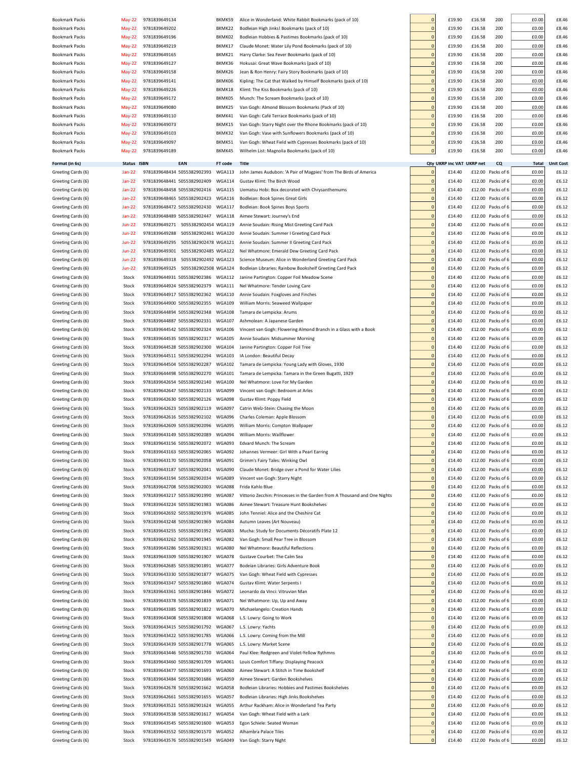| | | | | | | | | | | | |
|---|---|---|---|---|---|---|---|---|---|---|---|
| Bookmark Packs | May-22 | 9781839649134 | | BKMK59 | Alice in Wonderland: White Rabbit Bookmarks (pack of 10) | 0 | £19.90 | £16.58 | 200 | £0.00 | £8.46 |
| Bookmark Packs | May-22 | 9781839649202 | | BKMK22 | Bodleian High Jinks! Bookmarks (pack of 10) | 0 | £19.90 | £16.58 | 200 | £0.00 | £8.46 |
| Bookmark Packs | May-22 | 9781839649196 | | BKMK02 | Bodleian Hobbies & Pastimes Bookmarks (pack of 10) | 0 | £19.90 | £16.58 | 200 | £0.00 | £8.46 |
| Bookmark Packs | May-22 | 9781839649219 | | BKMK17 | Claude Monet: Water Lily Pond Bookmarks (pack of 10) | 0 | £19.90 | £16.58 | 200 | £0.00 | £8.46 |
| Bookmark Packs | May-22 | 9781839649165 | | BKMK21 | Harry Clarke: Sea Fever Bookmarks (pack of 10) | 0 | £19.90 | £16.58 | 200 | £0.00 | £8.46 |
| Bookmark Packs | May-22 | 9781839649127 | | BKMK36 | Hokusai: Great Wave Bookmarks (pack of 10) | 0 | £19.90 | £16.58 | 200 | £0.00 | £8.46 |
| Bookmark Packs | May-22 | 9781839649158 | | BKMK26 | Jean & Ron Henry: Fairy Story Bookmarks (pack of 10) | 0 | £19.90 | £16.58 | 200 | £0.00 | £8.46 |
| Bookmark Packs | May-22 | 9781839649141 | | BKMK06 | Kipling: The Cat that Walked by Himself Bookmarks (pack of 10) | 0 | £19.90 | £16.58 | 200 | £0.00 | £8.46 |
| Bookmark Packs | May-22 | 9781839649226 | | BKMK18 | Klimt: The Kiss Bookmarks (pack of 10) | 0 | £19.90 | £16.58 | 200 | £0.00 | £8.46 |
| Bookmark Packs | May-22 | 9781839649172 | | BKMK05 | Munch: The Scream Bookmarks (pack of 10) | 0 | £19.90 | £16.58 | 200 | £0.00 | £8.46 |
| Bookmark Packs | May-22 | 9781839649080 | | BKMK25 | Van Gogh: Almond Blossom Bookmarks (Pack of 10) | 0 | £19.90 | £16.58 | 200 | £0.00 | £8.46 |
| Bookmark Packs | May-22 | 9781839649110 | | BKMK41 | Van Gogh: Café Terrace Bookmarks (pack of 10) | 0 | £19.90 | £16.58 | 200 | £0.00 | £8.46 |
| Bookmark Packs | May-22 | 9781839649073 | | BKMK15 | Van Gogh: Starry Night over the Rhone Bookmarks (pack of 10) | 0 | £19.90 | £16.58 | 200 | £0.00 | £8.46 |
| Bookmark Packs | May-22 | 9781839649103 | | BKMK32 | Van Gogh: Vase with Sunflowers Bookmarks (pack of 10) | 0 | £19.90 | £16.58 | 200 | £0.00 | £8.46 |
| Bookmark Packs | May-22 | 9781839649097 | | BKMK51 | Van Gogh: Wheat Field with Cypresses Bookmarks (pack of 10) | 0 | £19.90 | £16.58 | 200 | £0.00 | £8.46 |
| Bookmark Packs | May-22 | 9781839649189 | | BKMK45 | Wilhelm List: Magnolia Bookmarks (pack of 10) | 0 | £19.90 | £16.58 | 200 | £0.00 | £8.46 |

| Format (in 6s) | Status | ISBN | EAN | FT code | Title | Qty | UKRP inc VAT | UKRP net | CQ | Total | Unit Cost |
|---|---|---|---|---|---|---|---|---|---|---|---|
| Greeting Cards (6) | Jan-22 | 9781839648434 | 5055382902393 | WGA113 | John James Audubon: 'A Pair of Magpies' from The Birds of America | 0 | £14.40 | £12.00 | Packs of 6 | £0.00 | £6.12 |
| Greeting Cards (6) | Jan-22 | 9781839648441 | 5055382902409 | WGA114 | Gustav Klimt: The Birch Wood | 0 | £14.40 | £12.00 | Packs of 6 | £0.00 | £6.12 |
| Greeting Cards (6) | Jan-22 | 9781839648458 | 5055382902416 | WGA115 | Uematsu Hobi: Box decorated with Chrysanthemums | 0 | £14.40 | £12.00 | Packs of 6 | £0.00 | £6.12 |
| Greeting Cards (6) | Jan-22 | 9781839648465 | 5055382902423 | WGA116 | Bodleian: Book Spines Great Girls | 0 | £14.40 | £12.00 | Packs of 6 | £0.00 | £6.12 |
| Greeting Cards (6) | Jan-22 | 9781839648472 | 5055382902430 | WGA117 | Bodleian: Book Spines Boys Sports | 0 | £14.40 | £12.00 | Packs of 6 | £0.00 | £6.12 |
| Greeting Cards (6) | Jan-22 | 9781839648489 | 5055382902447 | WGA118 | Aimee Stewart: Journey's End | 0 | £14.40 | £12.00 | Packs of 6 | £0.00 | £6.12 |
| Greeting Cards (6) | Jun-22 | 9781839649271 | 5055382902454 | WGA119 | Annie Soudain: Rising Mist Greeting Card Pack | 0 | £14.40 | £12.00 | Packs of 6 | £0.00 | £6.12 |
| Greeting Cards (6) | Jun-22 | 9781839649288 | 5055382902461 | WGA120 | Annie Soudain: Summer I Greeting Card Pack | 0 | £14.40 | £12.00 | Packs of 6 | £0.00 | £6.12 |
| Greeting Cards (6) | Jun-22 | 9781839649295 | 5055382902478 | WGA121 | Annie Soudain: Summer II Greeting Card Pack | 0 | £14.40 | £12.00 | Packs of 6 | £0.00 | £6.12 |
| Greeting Cards (6) | Jun-22 | 9781839649301 | 5055382902485 | WGA122 | Nel Whatmore: Emerald Dew Greeting Card Pack | 0 | £14.40 | £12.00 | Packs of 6 | £0.00 | £6.12 |
| Greeting Cards (6) | Jun-22 | 9781839649318 | 5055382902492 | WGA123 | Science Museum: Alice in Wonderland Greeting Card Pack | 0 | £14.40 | £12.00 | Packs of 6 | £0.00 | £6.12 |
| Greeting Cards (6) | Jun-22 | 9781839649325 | 5055382902508 | WGA124 | Bodleian Libraries: Rainbow Bookshelf Greeting Card Pack | 0 | £14.40 | £12.00 | Packs of 6 | £0.00 | £6.12 |
| Greeting Cards (6) | Stock | 9781839644931 | 5055382902386 | WGA112 | Janine Partington: Copper Foil Meadow Scene | 0 | £14.40 | £12.00 | Packs of 6 | £0.00 | £6.12 |
| Greeting Cards (6) | Stock | 9781839644924 | 5055382902379 | WGA111 | Nel Whatmore: Tender Loving Care | 0 | £14.40 | £12.00 | Packs of 6 | £0.00 | £6.12 |
| Greeting Cards (6) | Stock | 9781839644917 | 5055382902362 | WGA110 | Annie Soudain: Foxgloves and Finches | 0 | £14.40 | £12.00 | Packs of 6 | £0.00 | £6.12 |
| Greeting Cards (6) | Stock | 9781839644900 | 5055382902355 | WGA109 | William Morris: Seaweed Wallpaper | 0 | £14.40 | £12.00 | Packs of 6 | £0.00 | £6.12 |
| Greeting Cards (6) | Stock | 9781839644894 | 5055382902348 | WGA108 | Tamara de Lempicka: Arums | 0 | £14.40 | £12.00 | Packs of 6 | £0.00 | £6.12 |
| Greeting Cards (6) | Stock | 9781839644887 | 5055382902331 | WGA107 | Ashmolean: A Japanese Garden | 0 | £14.40 | £12.00 | Packs of 6 | £0.00 | £6.12 |
| Greeting Cards (6) | Stock | 9781839644542 | 5055382902324 | WGA106 | Vincent van Gogh: Flowering Almond Branch in a Glass with a Book | 0 | £14.40 | £12.00 | Packs of 6 | £0.00 | £6.12 |
| Greeting Cards (6) | Stock | 9781839644535 | 5055382902317 | WGA105 | Annie Soudain: Midsummer Morning | 0 | £14.40 | £12.00 | Packs of 6 | £0.00 | £6.12 |
| Greeting Cards (6) | Stock | 9781839644528 | 5055382902300 | WGA104 | Janine Partington: Copper Foil Tree | 0 | £14.40 | £12.00 | Packs of 6 | £0.00 | £6.12 |
| Greeting Cards (6) | Stock | 9781839644511 | 5055382902294 | WGA103 | IA London: Beautiful Decay | 0 | £14.40 | £12.00 | Packs of 6 | £0.00 | £6.12 |
| Greeting Cards (6) | Stock | 9781839644504 | 5055382902287 | WGA102 | Tamara de Lempicka: Young Lady with Gloves, 1930 | 0 | £14.40 | £12.00 | Packs of 6 | £0.00 | £6.12 |
| Greeting Cards (6) | Stock | 9781839644498 | 5055382902270 | WGA101 | Tamara de Lempicka: Tamara in the Green Bugatti, 1929 | 0 | £14.40 | £12.00 | Packs of 6 | £0.00 | £6.12 |
| Greeting Cards (6) | Stock | 9781839642654 | 5055382902140 | WGA100 | Nel Whatmore: Love For My Garden | 0 | £14.40 | £12.00 | Packs of 6 | £0.00 | £6.12 |
| Greeting Cards (6) | Stock | 9781839642647 | 5055382902133 | WGA099 | Vincent van Gogh: Bedroom at Arles | 0 | £14.40 | £12.00 | Packs of 6 | £0.00 | £6.12 |
| Greeting Cards (6) | Stock | 9781839642630 | 5055382902126 | WGA098 | Gustav Klimt: Poppy Field | 0 | £14.40 | £12.00 | Packs of 6 | £0.00 | £6.12 |
| Greeting Cards (6) | Stock | 9781839642623 | 5055382902119 | WGA097 | Catrin Welz-Stein: Chasing the Moon | 0 | £14.40 | £12.00 | Packs of 6 | £0.00 | £6.12 |
| Greeting Cards (6) | Stock | 9781839642616 | 5055382902102 | WGA096 | Charles Coleman: Apple Blossom | 0 | £14.40 | £12.00 | Packs of 6 | £0.00 | £6.12 |
| Greeting Cards (6) | Stock | 9781839642609 | 5055382902096 | WGA095 | William Morris: Compton Wallpaper | 0 | £14.40 | £12.00 | Packs of 6 | £0.00 | £6.12 |
| Greeting Cards (6) | Stock | 9781839643149 | 5055382902089 | WGA094 | William Morris: Wallflower | 0 | £14.40 | £12.00 | Packs of 6 | £0.00 | £6.12 |
| Greeting Cards (6) | Stock | 9781839643156 | 5055382902072 | WGA093 | Edvard Munch: The Scream | 0 | £14.40 | £12.00 | Packs of 6 | £0.00 | £6.12 |
| Greeting Cards (6) | Stock | 9781839643163 | 5055382902065 | WGA092 | Johannes Vermeer: Girl With a Pearl Earring | 0 | £14.40 | £12.00 | Packs of 6 | £0.00 | £6.12 |
| Greeting Cards (6) | Stock | 9781839643170 | 5055382902058 | WGA091 | Grimm's Fairy Tales: Winking Owl | 0 | £14.40 | £12.00 | Packs of 6 | £0.00 | £6.12 |
| Greeting Cards (6) | Stock | 9781839643187 | 5055382902041 | WGA090 | Claude Monet: Bridge over a Pond for Water Lilies | 0 | £14.40 | £12.00 | Packs of 6 | £0.00 | £6.12 |
| Greeting Cards (6) | Stock | 9781839643194 | 5055382902034 | WGA089 | Vincent van Gogh: Starry Night | 0 | £14.40 | £12.00 | Packs of 6 | £0.00 | £6.12 |
| Greeting Cards (6) | Stock | 9781839642708 | 5055382902003 | WGA088 | Frida Kahlo Blue | 0 | £14.40 | £12.00 | Packs of 6 | £0.00 | £6.12 |
| Greeting Cards (6) | Stock | 9781839643217 | 5055382901990 | WGA087 | Vittorio Zecchin: Princesses in the Garden from A Thousand and One Nights | 0 | £14.40 | £12.00 | Packs of 6 | £0.00 | £6.12 |
| Greeting Cards (6) | Stock | 9781839643224 | 5055382901983 | WGA086 | Aimee Stewart: Treasure Hunt Bookshelves | 0 | £14.40 | £12.00 | Packs of 6 | £0.00 | £6.12 |
| Greeting Cards (6) | Stock | 9781839642692 | 5055382901976 | WGA085 | John Tenniel: Alice and the Cheshire Cat | 0 | £14.40 | £12.00 | Packs of 6 | £0.00 | £6.12 |
| Greeting Cards (6) | Stock | 9781839643248 | 5055382901969 | WGA084 | Autumn Leaves (Art Nouveau) | 0 | £14.40 | £12.00 | Packs of 6 | £0.00 | £6.12 |
| Greeting Cards (6) | Stock | 9781839643255 | 5055382901952 | WGA083 | Mucha: Study for Documents Décoratifs Plate 12 | 0 | £14.40 | £12.00 | Packs of 6 | £0.00 | £6.12 |
| Greeting Cards (6) | Stock | 9781839643262 | 5055382901945 | WGA082 | Van Gogh: Small Pear Tree in Blossom | 0 | £14.40 | £12.00 | Packs of 6 | £0.00 | £6.12 |
| Greeting Cards (6) | Stock | 9781839643286 | 5055382901921 | WGA080 | Nel Whatmore: Beautiful Reflections | 0 | £14.40 | £12.00 | Packs of 6 | £0.00 | £6.12 |
| Greeting Cards (6) | Stock | 9781839643309 | 5055382901907 | WGA078 | Gustave Courbet: The Calm Sea | 0 | £14.40 | £12.00 | Packs of 6 | £0.00 | £6.12 |
| Greeting Cards (6) | Stock | 9781839642685 | 5055382901891 | WGA077 | Bodeian Libraries: Girls Adventure Book | 0 | £14.40 | £12.00 | Packs of 6 | £0.00 | £6.12 |
| Greeting Cards (6) | Stock | 9781839643330 | 5055382901877 | WGA075 | Van Gogh: Wheat Field with Cypresses | 0 | £14.40 | £12.00 | Packs of 6 | £0.00 | £6.12 |
| Greeting Cards (6) | Stock | 9781839643347 | 5055382901860 | WGA074 | Gustav Klimt: Water Serpents I | 0 | £14.40 | £12.00 | Packs of 6 | £0.00 | £6.12 |
| Greeting Cards (6) | Stock | 9781839643361 | 5055382901846 | WGA072 | Leonardo da Vinci: Vitruvian Man | 0 | £14.40 | £12.00 | Packs of 6 | £0.00 | £6.12 |
| Greeting Cards (6) | Stock | 9781839643378 | 5055382901839 | WGA071 | Nel Whatmore: Up, Up and Away | 0 | £14.40 | £12.00 | Packs of 6 | £0.00 | £6.12 |
| Greeting Cards (6) | Stock | 9781839643385 | 5055382901822 | WGA070 | Michaelangelo: Creation Hands | 0 | £14.40 | £12.00 | Packs of 6 | £0.00 | £6.12 |
| Greeting Cards (6) | Stock | 9781839643408 | 5055382901808 | WGA068 | L.S. Lowry: Going to Work | 0 | £14.40 | £12.00 | Packs of 6 | £0.00 | £6.12 |
| Greeting Cards (6) | Stock | 9781839643415 | 5055382901792 | WGA067 | L.S. Lowry: Yachts | 0 | £14.40 | £12.00 | Packs of 6 | £0.00 | £6.12 |
| Greeting Cards (6) | Stock | 9781839643422 | 5055382901785 | WGA066 | L.S. Lowry: Coming from the Mill | 0 | £14.40 | £12.00 | Packs of 6 | £0.00 | £6.12 |
| Greeting Cards (6) | Stock | 9781839643439 | 5055382901778 | WGA065 | L.S. Lowry: Market Scene | 0 | £14.40 | £12.00 | Packs of 6 | £0.00 | £6.12 |
| Greeting Cards (6) | Stock | 9781839643446 | 5055382901730 | WGA064 | Paul Klee: Redgreen and Violet-Yellow Rythmns | 0 | £14.40 | £12.00 | Packs of 6 | £0.00 | £6.12 |
| Greeting Cards (6) | Stock | 9781839643460 | 5055382901709 | WGA061 | Louis Comfort Tiffany: Displaying Peacock | 0 | £14.40 | £12.00 | Packs of 6 | £0.00 | £6.12 |
| Greeting Cards (6) | Stock | 9781839643477 | 5055382901693 | WGA060 | Aimee Stewart: A Stitch in Time Bookshelf | 0 | £14.40 | £12.00 | Packs of 6 | £0.00 | £6.12 |
| Greeting Cards (6) | Stock | 9781839643484 | 5055382901686 | WGA059 | Aimee Stewart: Garden Bookshelves | 0 | £14.40 | £12.00 | Packs of 6 | £0.00 | £6.12 |
| Greeting Cards (6) | Stock | 9781839642678 | 5055382901662 | WGA058 | Bodleian Libraries: Hobbies and Pastimes Bookshelves | 0 | £14.40 | £12.00 | Packs of 6 | £0.00 | £6.12 |
| Greeting Cards (6) | Stock | 9781839642661 | 5055382901655 | WGA057 | Bodleian Libraries: High Jinks Bookshelves | 0 | £14.40 | £12.00 | Packs of 6 | £0.00 | £6.12 |
| Greeting Cards (6) | Stock | 9781839643521 | 5055382901624 | WGA055 | Arthur Rackham: Alice in Wonderland Tea Party | 0 | £14.40 | £12.00 | Packs of 6 | £0.00 | £6.12 |
| Greeting Cards (6) | Stock | 9781839643538 | 5055382901617 | WGA054 | Van Gogh: Wheat Field with a Lark | 0 | £14.40 | £12.00 | Packs of 6 | £0.00 | £6.12 |
| Greeting Cards (6) | Stock | 9781839643545 | 5055382901600 | WGA053 | Egon Schiele: Seated Woman | 0 | £14.40 | £12.00 | Packs of 6 | £0.00 | £6.12 |
| Greeting Cards (6) | Stock | 9781839643552 | 5055382901570 | WGA052 | Alhambra Palace Tiles | 0 | £14.40 | £12.00 | Packs of 6 | £0.00 | £6.12 |
| Greeting Cards (6) | Stock | 9781839643576 | 5055382901549 | WGA049 | Van Gogh: Starry Night | 0 | £14.40 | £12.00 | Packs of 6 | £0.00 | £6.12 |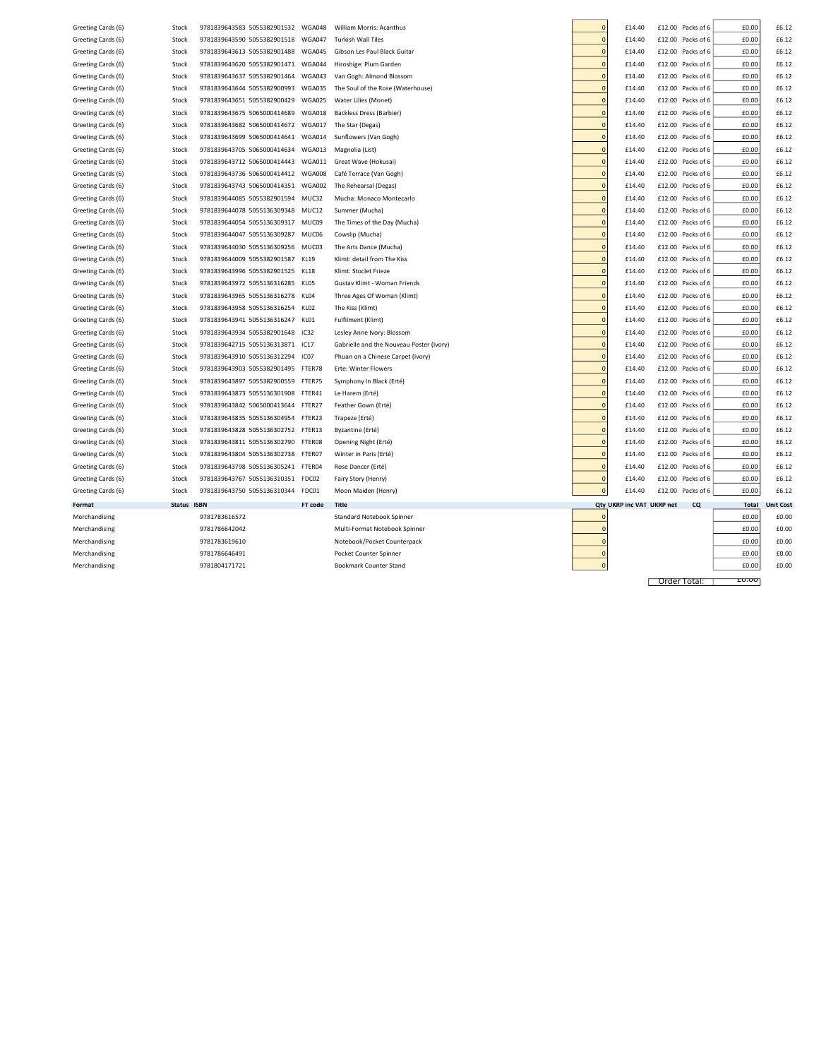| | | | | | | | | | | | | |
|---|---|---|---|---|---|---|---|---|---|---|---|---|
| Greeting Cards (6) | Stock | 9781839643583 | 5055382901532 | WGA048 | William Morris: Acanthus | 0 | £14.40 | £12.00 | Packs of 6 | | £0.00 | £6.12 |
| Greeting Cards (6) | Stock | 9781839643590 | 5055382901518 | WGA047 | Turkish Wall Tiles | 0 | £14.40 | £12.00 | Packs of 6 | | £0.00 | £6.12 |
| Greeting Cards (6) | Stock | 9781839643613 | 5055382901488 | WGA045 | Gibson Les Paul Black Guitar | 0 | £14.40 | £12.00 | Packs of 6 | | £0.00 | £6.12 |
| Greeting Cards (6) | Stock | 9781839643620 | 5055382901471 | WGA044 | Hiroshige: Plum Garden | 0 | £14.40 | £12.00 | Packs of 6 | | £0.00 | £6.12 |
| Greeting Cards (6) | Stock | 9781839643637 | 5055382901464 | WGA043 | Van Gogh: Almond Blossom | 0 | £14.40 | £12.00 | Packs of 6 | | £0.00 | £6.12 |
| Greeting Cards (6) | Stock | 9781839643644 | 5055382900993 | WGA035 | The Soul of the Rose (Waterhouse) | 0 | £14.40 | £12.00 | Packs of 6 | | £0.00 | £6.12 |
| Greeting Cards (6) | Stock | 9781839643651 | 5055382900429 | WGA025 | Water Lilies (Monet) | 0 | £14.40 | £12.00 | Packs of 6 | | £0.00 | £6.12 |
| Greeting Cards (6) | Stock | 9781839643675 | 5065000414689 | WGA018 | Backless Dress (Barbier) | 0 | £14.40 | £12.00 | Packs of 6 | | £0.00 | £6.12 |
| Greeting Cards (6) | Stock | 9781839643682 | 5065000414672 | WGA017 | The Star (Degas) | 0 | £14.40 | £12.00 | Packs of 6 | | £0.00 | £6.12 |
| Greeting Cards (6) | Stock | 9781839643699 | 5065000414641 | WGA014 | Sunflowers (Van Gogh) | 0 | £14.40 | £12.00 | Packs of 6 | | £0.00 | £6.12 |
| Greeting Cards (6) | Stock | 9781839643705 | 5065000414634 | WGA013 | Magnolia (List) | 0 | £14.40 | £12.00 | Packs of 6 | | £0.00 | £6.12 |
| Greeting Cards (6) | Stock | 9781839643712 | 5065000414443 | WGA011 | Great Wave (Hokusai) | 0 | £14.40 | £12.00 | Packs of 6 | | £0.00 | £6.12 |
| Greeting Cards (6) | Stock | 9781839643736 | 5065000414412 | WGA008 | Café Terrace (Van Gogh) | 0 | £14.40 | £12.00 | Packs of 6 | | £0.00 | £6.12 |
| Greeting Cards (6) | Stock | 9781839643743 | 5065000414351 | WGA002 | The Rehearsal (Degas) | 0 | £14.40 | £12.00 | Packs of 6 | | £0.00 | £6.12 |
| Greeting Cards (6) | Stock | 9781839644085 | 5055382901594 | MUC32 | Mucha: Monaco Montecarlo | 0 | £14.40 | £12.00 | Packs of 6 | | £0.00 | £6.12 |
| Greeting Cards (6) | Stock | 9781839644078 | 5055136309348 | MUC12 | Summer (Mucha) | 0 | £14.40 | £12.00 | Packs of 6 | | £0.00 | £6.12 |
| Greeting Cards (6) | Stock | 9781839644054 | 5055136309317 | MUC09 | The Times of the Day (Mucha) | 0 | £14.40 | £12.00 | Packs of 6 | | £0.00 | £6.12 |
| Greeting Cards (6) | Stock | 9781839644047 | 5055136309287 | MUC06 | Cowslip (Mucha) | 0 | £14.40 | £12.00 | Packs of 6 | | £0.00 | £6.12 |
| Greeting Cards (6) | Stock | 9781839644030 | 5055136309256 | MUC03 | The Arts Dance (Mucha) | 0 | £14.40 | £12.00 | Packs of 6 | | £0.00 | £6.12 |
| Greeting Cards (6) | Stock | 9781839644009 | 5055382901587 | KL19 | Klimt: detail from The Kiss | 0 | £14.40 | £12.00 | Packs of 6 | | £0.00 | £6.12 |
| Greeting Cards (6) | Stock | 9781839643996 | 5055382901525 | KL18 | Klimt: Stoclet Frieze | 0 | £14.40 | £12.00 | Packs of 6 | | £0.00 | £6.12 |
| Greeting Cards (6) | Stock | 9781839643972 | 5055136316285 | KL05 | Gustav Klimt - Woman Friends | 0 | £14.40 | £12.00 | Packs of 6 | | £0.00 | £6.12 |
| Greeting Cards (6) | Stock | 9781839643965 | 5055136316278 | KL04 | Three Ages Of Woman (Klimt) | 0 | £14.40 | £12.00 | Packs of 6 | | £0.00 | £6.12 |
| Greeting Cards (6) | Stock | 9781839643958 | 5055136316254 | KL02 | The Kiss (Klimt) | 0 | £14.40 | £12.00 | Packs of 6 | | £0.00 | £6.12 |
| Greeting Cards (6) | Stock | 9781839643941 | 5055136316247 | KL01 | Fulfilment (Klimt) | 0 | £14.40 | £12.00 | Packs of 6 | | £0.00 | £6.12 |
| Greeting Cards (6) | Stock | 9781839643934 | 5055382901648 | IC32 | Lesley Anne Ivory: Blossom | 0 | £14.40 | £12.00 | Packs of 6 | | £0.00 | £6.12 |
| Greeting Cards (6) | Stock | 9781839642715 | 5055136313871 | IC17 | Gabrielle and the Nouveau Poster (Ivory) | 0 | £14.40 | £12.00 | Packs of 6 | | £0.00 | £6.12 |
| Greeting Cards (6) | Stock | 9781839643910 | 5055136312294 | IC07 | Phuan on a Chinese Carpet (Ivory) | 0 | £14.40 | £12.00 | Packs of 6 | | £0.00 | £6.12 |
| Greeting Cards (6) | Stock | 9781839643903 | 5055382901495 | FTER78 | Erte: Winter Flowers | 0 | £14.40 | £12.00 | Packs of 6 | | £0.00 | £6.12 |
| Greeting Cards (6) | Stock | 9781839643897 | 5055382900559 | FTER75 | Symphony In Black (Erté) | 0 | £14.40 | £12.00 | Packs of 6 | | £0.00 | £6.12 |
| Greeting Cards (6) | Stock | 9781839643873 | 5055136301908 | FTER41 | Le Harem (Erté) | 0 | £14.40 | £12.00 | Packs of 6 | | £0.00 | £6.12 |
| Greeting Cards (6) | Stock | 9781839643842 | 5065000413644 | FTER27 | Feather Gown (Erté) | 0 | £14.40 | £12.00 | Packs of 6 | | £0.00 | £6.12 |
| Greeting Cards (6) | Stock | 9781839643835 | 5055136304954 | FTER23 | Trapeze (Erté) | 0 | £14.40 | £12.00 | Packs of 6 | | £0.00 | £6.12 |
| Greeting Cards (6) | Stock | 9781839643828 | 5055136302752 | FTER13 | Byzantine (Erté) | 0 | £14.40 | £12.00 | Packs of 6 | | £0.00 | £6.12 |
| Greeting Cards (6) | Stock | 9781839643811 | 5055136302790 | FTER08 | Opening Night (Erté) | 0 | £14.40 | £12.00 | Packs of 6 | | £0.00 | £6.12 |
| Greeting Cards (6) | Stock | 9781839643804 | 5055136302738 | FTER07 | Winter in Paris (Erté) | 0 | £14.40 | £12.00 | Packs of 6 | | £0.00 | £6.12 |
| Greeting Cards (6) | Stock | 9781839643798 | 5055136305241 | FTER04 | Rose Dancer (Erté) | 0 | £14.40 | £12.00 | Packs of 6 | | £0.00 | £6.12 |
| Greeting Cards (6) | Stock | 9781839643767 | 5055136310351 | FDC02 | Fairy Story (Henry) | 0 | £14.40 | £12.00 | Packs of 6 | | £0.00 | £6.12 |
| Greeting Cards (6) | Stock | 9781839643750 | 5055136310344 | FDC01 | Moon Maiden (Henry) | 0 | £14.40 | £12.00 | Packs of 6 | | £0.00 | £6.12 |
| **Format** | **Status** | **ISBN** | | **FT code** | **Title** | **Qty** | **UKRP inc VAT** | **UKRP net** | **CQ** | | **Total** | **Unit Cost** |
| Merchandising | | 9781783616572 | | | Standard Notebook Spinner | 0 | | | | | £0.00 | £0.00 |
| Merchandising | | 9781786642042 | | | Multi-Format Notebook Spinner | 0 | | | | | £0.00 | £0.00 |
| Merchandising | | 9781783619610 | | | Notebook/Pocket Counterpack | 0 | | | | | £0.00 | £0.00 |
| Merchandising | | 9781786646491 | | | Pocket Counter Spinner | 0 | | | | | £0.00 | £0.00 |
| Merchandising | | 9781804171721 | | | Bookmark Counter Stand | 0 | | | | | £0.00 | £0.00 |

Order Total: £0.00